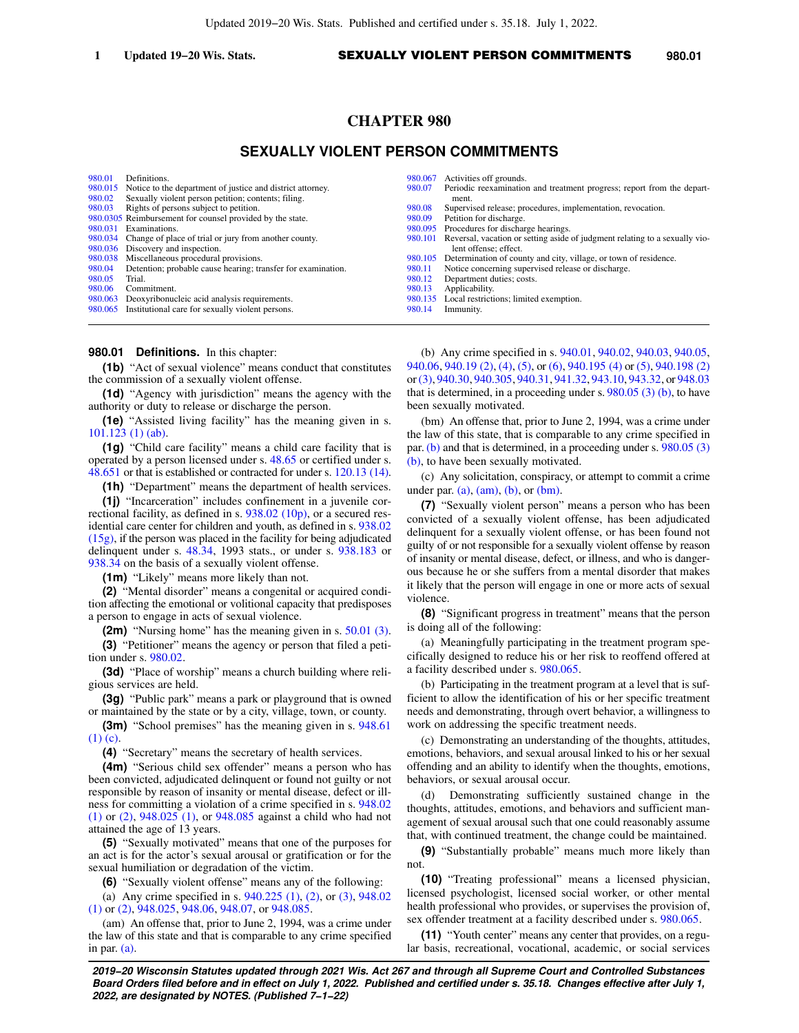# CHAPTER 980

## SEXUALLY VIOLENT PERSON COMMITMENTS

| | | | |
|---|---|---|---|
| 980.01 | Definitions. | 980.067 | Activities off grounds. |
| 980.015 | Notice to the department of justice and district attorney. | 980.07 | Periodic reexamination and treatment progress; report from the department. |
| 980.02 | Sexually violent person petition; contents; filing. | 980.08 | Supervised release; procedures, implementation, revocation. |
| 980.03 | Rights of persons subject to petition. | 980.09 | Petition for discharge. |
| 980.0305 | Reimbursement for counsel provided by the state. | 980.095 | Procedures for discharge hearings. |
| 980.031 | Examinations. | 980.101 | Reversal, vacation or setting aside of judgment relating to a sexually violent offense; effect. |
| 980.034 | Change of place of trial or jury from another county. | 980.105 | Determination of county and city, village, or town of residence. |
| 980.036 | Discovery and inspection. | 980.11 | Notice concerning supervised release or discharge. |
| 980.038 | Miscellaneous procedural provisions. | 980.12 | Department duties; costs. |
| 980.04 | Detention; probable cause hearing; transfer for examination. | 980.13 | Applicability. |
| 980.05 | Trial. | 980.135 | Local restrictions; limited exemption. |
| 980.06 | Commitment. | 980.14 | Immunity. |
| 980.063 | Deoxyribonucleic acid analysis requirements. | | |
| 980.065 | Institutional care for sexually violent persons. | | |

**980.01 Definitions.** In this chapter:

**(1b)** "Act of sexual violence" means conduct that constitutes the commission of a sexually violent offense.

**(1d)** "Agency with jurisdiction" means the agency with the authority or duty to release or discharge the person.

**(1e)** "Assisted living facility" has the meaning given in s. 101.123 (1) (ab).

**(1g)** "Child care facility" means a child care facility that is operated by a person licensed under s. 48.65 or certified under s. 48.651 or that is established or contracted for under s. 120.13 (14).

**(1h)** "Department" means the department of health services.

**(1j)** "Incarceration" includes confinement in a juvenile correctional facility, as defined in s. 938.02 (10p), or a secured residential care center for children and youth, as defined in s. 938.02 (15g), if the person was placed in the facility for being adjudicated delinquent under s. 48.34, 1993 stats., or under s. 938.183 or 938.34 on the basis of a sexually violent offense.

**(1m)** "Likely" means more likely than not.

**(2)** "Mental disorder" means a congenital or acquired condition affecting the emotional or volitional capacity that predisposes a person to engage in acts of sexual violence.

**(2m)** "Nursing home" has the meaning given in s. 50.01 (3).

**(3)** "Petitioner" means the agency or person that filed a petition under s. 980.02.

**(3d)** "Place of worship" means a church building where religious services are held.

**(3g)** "Public park" means a park or playground that is owned or maintained by the state or by a city, village, town, or county.

**(3m)** "School premises" has the meaning given in s. 948.61 (1) (c).

**(4)** "Secretary" means the secretary of health services.

**(4m)** "Serious child sex offender" means a person who has been convicted, adjudicated delinquent or found not guilty or not responsible by reason of insanity or mental disease, defect or illness for committing a violation of a crime specified in s. 948.02 (1) or (2), 948.025 (1), or 948.085 against a child who had not attained the age of 13 years.

**(5)** "Sexually motivated" means that one of the purposes for an act is for the actor's sexual arousal or gratification or for the sexual humiliation or degradation of the victim.

**(6)** "Sexually violent offense" means any of the following:

(a) Any crime specified in s. 940.225 (1), (2), or (3), 948.02 (1) or (2), 948.025, 948.06, 948.07, or 948.085.

(am) An offense that, prior to June 2, 1994, was a crime under the law of this state and that is comparable to any crime specified in par. (a).

(b) Any crime specified in s. 940.01, 940.02, 940.03, 940.05, 940.06, 940.19 (2), (4), (5), or (6), 940.195 (4) or (5), 940.198 (2) or (3), 940.30, 940.305, 940.31, 941.32, 943.10, 943.32, or 948.03 that is determined, in a proceeding under s. 980.05 (3) (b), to have been sexually motivated.

(bm) An offense that, prior to June 2, 1994, was a crime under the law of this state, that is comparable to any crime specified in par. (b) and that is determined, in a proceeding under s. 980.05 (3) (b), to have been sexually motivated.

(c) Any solicitation, conspiracy, or attempt to commit a crime under par. (a), (am), (b), or (bm).

**(7)** "Sexually violent person" means a person who has been convicted of a sexually violent offense, has been adjudicated delinquent for a sexually violent offense, or has been found not guilty of or not responsible for a sexually violent offense by reason of insanity or mental disease, defect, or illness, and who is dangerous because he or she suffers from a mental disorder that makes it likely that the person will engage in one or more acts of sexual violence.

**(8)** "Significant progress in treatment" means that the person is doing all of the following:

(a) Meaningfully participating in the treatment program specifically designed to reduce his or her risk to reoffend offered at a facility described under s. 980.065.

(b) Participating in the treatment program at a level that is sufficient to allow the identification of his or her specific treatment needs and demonstrating, through overt behavior, a willingness to work on addressing the specific treatment needs.

(c) Demonstrating an understanding of the thoughts, attitudes, emotions, behaviors, and sexual arousal linked to his or her sexual offending and an ability to identify when the thoughts, emotions, behaviors, or sexual arousal occur.

(d) Demonstrating sufficiently sustained change in the thoughts, attitudes, emotions, and behaviors and sufficient management of sexual arousal such that one could reasonably assume that, with continued treatment, the change could be maintained.

**(9)** "Substantially probable" means much more likely than not.

**(10)** "Treating professional" means a licensed physician, licensed psychologist, licensed social worker, or other mental health professional who provides, or supervises the provision of, sex offender treatment at a facility described under s. 980.065.

**(11)** "Youth center" means any center that provides, on a regular basis, recreational, vocational, academic, or social services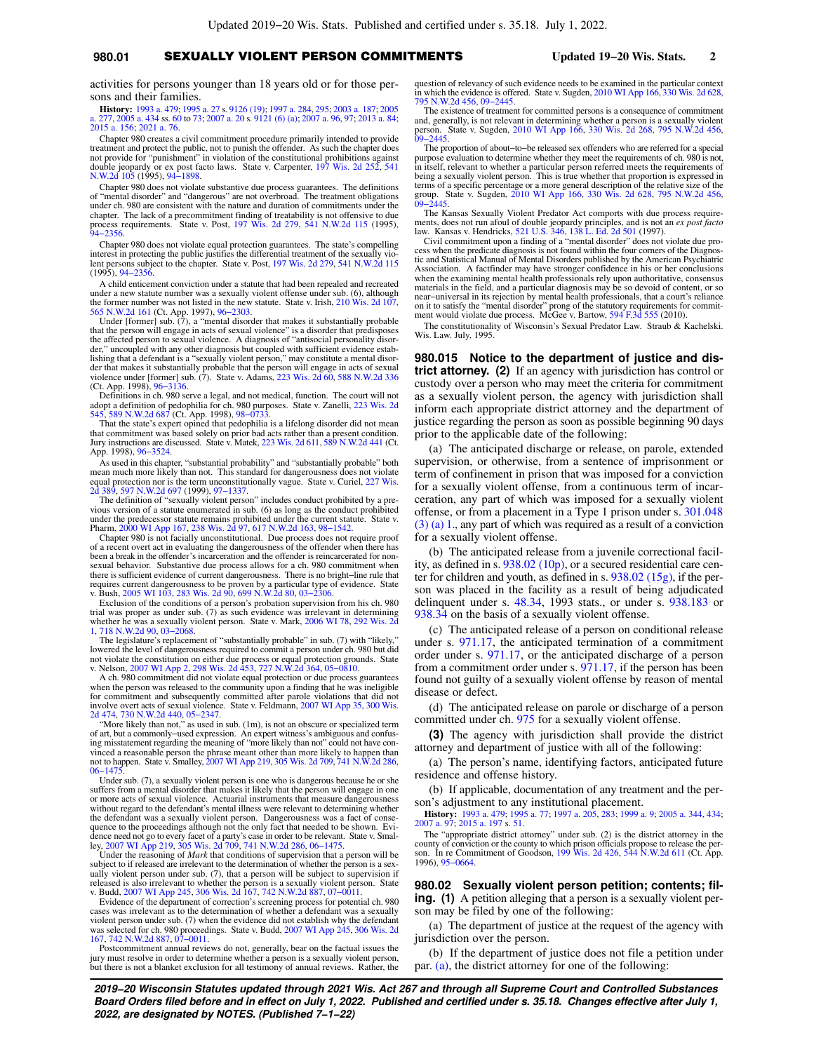activities for persons younger than 18 years old or for those persons and their families.

**History:** 1993 a. 479; 1995 a. 27 s. 9126 (19); 1997 a. 284, 295; 2003 a. 187; 2005 a. 277, 2005 a. 434 ss. 60 to 73; 2007 a. 20 s. 9121 (6) (a); 2007 a. 96, 97; 2013 a. 84; 2015 a. 156; 2021 a. 76.

Chapter 980 creates a civil commitment procedure primarily intended to provide treatment and protect the public, not to punish the offender. As such the chapter does not provide for "punishment" in violation of the constitutional prohibitions against double jeopardy or ex post facto laws. State v. Carpenter, 197 Wis. 2d 252, 541 N.W.2d 105 (1995), 94−1898.

Chapter 980 does not violate substantive due process guarantees. The definitions of "mental disorder" and "dangerous" are not overbroad. The treatment obligations under ch. 980 are consistent with the nature and duration of commitments under the chapter. The lack of a precommitment finding of treatability is not offensive to due process requirements. State v. Post, 197 Wis. 2d 279, 541 N.W.2d 115 (1995), 94−2356.

Chapter 980 does not violate equal protection guarantees. The state's compelling interest in protecting the public justifies the differential treatment of the sexually violent persons subject to the chapter. State v. Post, 197 Wis. 2d 279, 541 N.W.2d 115 (1995), 94−2356.

A child enticement conviction under a statute that had been repealed and recreated under a new statute number was a sexually violent offense under sub. (6), although the former number was not listed in the new statute. State v. Irish, 210 Wis. 2d 107, 565 N.W.2d 161 (Ct. App. 1997), 96−2303.

Under [former] sub. (7), a "mental disorder that makes it substantially probable that the person will engage in acts of sexual violence" is a disorder that predisposes the affected person to sexual violence. A diagnosis of "antisocial personality disorder," uncoupled with any other diagnosis but coupled with sufficient evidence establishing that a defendant is a "sexually violent person," may constitute a mental disorder that makes it substantially probable that the person will engage in acts of sexual violence under [former] sub. (7). State v. Adams, 223 Wis. 2d 60, 588 N.W.2d 336 (Ct. App. 1998), 96−3136.

Definitions in ch. 980 serve a legal, and not medical, function. The court will not adopt a definition of pedophilia for ch. 980 purposes. State v. Zanelli, 223 Wis. 2d 545, 589 N.W.2d 687 (Ct. App. 1998), 98−0733.

That the state's expert opined that pedophilia is a lifelong disorder did not mean that commitment was based solely on prior bad acts rather than a present condition. Jury instructions are discussed. State v. Matek, 223 Wis. 2d 611, 589 N.W.2d 441 (Ct. App. 1998), 96−3524.

As used in this chapter, "substantial probability" and "substantially probable" both mean much more likely than not. This standard for dangerousness does not violate equal protection nor is the term unconstitutionally vague. State v. Curiel, 227 Wis. 2d 389, 597 N.W.2d 697 (1999), 97−1337.

The definition of "sexually violent person" includes conduct prohibited by a previous version of a statute enumerated in sub. (6) as long as the conduct prohibited under the predecessor statute remains prohibited under the current statute. State v. Pharm, 2000 WI App 167, 238 Wis. 2d 97, 617 N.W.2d 163, 98−1542.

Chapter 980 is not facially unconstitutional. Due process does not require proof of a recent overt act in evaluating the dangerousness of the offender when there has been a break in the offender's incarceration and the offender is reincarcerated for nonsexual behavior. Substantive due process allows for a ch. 980 commitment when there is sufficient evidence of current dangerousness. There is no bright−line rule that requires current dangerousness to be proven by a particular type of evidence. State v. Bush, 2005 WI 103, 283 Wis. 2d 90, 699 N.W.2d 80, 03−2306.

Exclusion of the conditions of a person's probation supervision from his ch. 980 trial was proper as under sub. (7) as such evidence was irrelevant in determining whether he was a sexually violent person. State v. Mark, 2006 WI 78, 292 Wis. 2d 1, 718 N.W.2d 90, 03−2068.

The legislature's replacement of "substantially probable" in sub. (7) with "likely," lowered the level of dangerousness required to commit a person under ch. 980 but did not violate the constitution on either due process or equal protection grounds. State v. Nelson, 2007 WI App 2, 298 Wis. 2d 453, 727 N.W.2d 364, 05−0810.

A ch. 980 commitment did not violate equal protection or due process guarantees when the person was released to the community upon a finding that he was ineligible for commitment and subsequently committed after parole violations that did not involve overt acts of sexual violence. State v. Feldmann, 2007 WI App 35, 300 Wis. 2d 474, 730 N.W.2d 440, 05−2347.

"More likely than not," as used in sub. (1m), is not an obscure or specialized term of art, but a commonly−used expression. An expert witness's ambiguous and confusing misstatement regarding the meaning of "more likely than not" could not have convinced a reasonable person the phrase meant other than more likely to happen than not to happen. State v. Smalley, 2007 WI App 219, 305 Wis. 2d 709, 741 N.W.2d 286, 06−1475.

Under sub. (7), a sexually violent person is one who is dangerous because he or she suffers from a mental disorder that makes it likely that the person will engage in one or more acts of sexual violence. Actuarial instruments that measure dangerousness without regard to the defendant's mental illness were relevant to determining whether the defendant was a sexually violent person. Dangerousness was a fact of consequence to the proceedings although not the only fact that needed to be shown. Evidence need not go to every facet of a party's case in order to be relevant. State v. Smalley, 2007 WI App 219, 305 Wis. 2d 709, 741 N.W.2d 286, 06−1475.

Under the reasoning of *Mark* that conditions of supervision that a person will be subject to if released are irrelevant to the determination of whether the person is a sexually violent person under sub. (7), that a person will be subject to supervision if released is also irrelevant to whether the person is a sexually violent person. State v. Budd, 2007 WI App 245, 306 Wis. 2d 167, 742 N.W.2d 887, 07−0011.

Evidence of the department of correction's screening process for potential ch. 980 cases was irrelevant as to the determination of whether a defendant was a sexually violent person under sub. (7) when the evidence did not establish why the defendant was selected for ch. 980 proceedings. State v. Budd, 2007 WI App 245, 306 Wis. 2d 167, 742 N.W.2d 887, 07−0011.

Postcommitment annual reviews do not, generally, bear on the factual issues the jury must resolve in order to determine whether a person is a sexually violent person, but there is not a blanket exclusion for all testimony of annual reviews. Rather, the question of relevancy of such evidence needs to be examined in the particular context in which the evidence is offered. State v. Sugden, 2010 WI App 166, 330 Wis. 2d 628, 795 N.W.2d 456, 09−2445.

The existence of treatment for committed persons is a consequence of commitment and, generally, is not relevant in determining whether a person is a sexually violent person. State v. Sugden, 2010 WI App 166, 330 Wis. 2d 268, 795 N.W.2d 456, 09−2445.

The proportion of about−to−be released sex offenders who are referred for a special purpose evaluation to determine whether they meet the requirements of ch. 980 is not, in itself, relevant to whether a particular person referred meets the requirements of being a sexually violent person. This is true whether that proportion is expressed in terms of a specific percentage or a more general description of the relative size of the group. State v. Sugden, 2010 WI App 166, 330 Wis. 2d 628, 795 N.W.2d 456, 09−2445.

The Kansas Sexually Violent Predator Act comports with due process requirements, does not run afoul of double jeopardy principles, and is not an *ex post facto* law. Kansas v. Hendricks, 521 U.S. 346, 138 L. Ed. 2d 501 (1997).

Civil commitment upon a finding of a "mental disorder" does not violate due process when the predicate diagnosis is not found within the four corners of the Diagnostic and Statistical Manual of Mental Disorders published by the American Psychiatric Association. A factfinder may have stronger confidence in his or her conclusions when the examining mental health professionals rely upon authoritative, consensus materials in the field, and a particular diagnosis may be so devoid of content, or so near−universal in its rejection by mental health professionals, that a court's reliance on it to satisfy the "mental disorder" prong of the statutory requirements for commitment would violate due process. McGee v. Bartow, 594 F.3d 555 (2010).

The constitutionality of Wisconsin's Sexual Predator Law. Straub & Kachelski. Wis. Law. July, 1995.

**980.015 Notice to the department of justice and district attorney. (2)** If an agency with jurisdiction has control or custody over a person who may meet the criteria for commitment as a sexually violent person, the agency with jurisdiction shall inform each appropriate district attorney and the department of justice regarding the person as soon as possible beginning 90 days prior to the applicable date of the following:

(a) The anticipated discharge or release, on parole, extended supervision, or otherwise, from a sentence of imprisonment or term of confinement in prison that was imposed for a conviction for a sexually violent offense, from a continuous term of incarceration, any part of which was imposed for a sexually violent offense, or from a placement in a Type 1 prison under s. 301.048 (3) (a) 1., any part of which was required as a result of a conviction for a sexually violent offense.

(b) The anticipated release from a juvenile correctional facility, as defined in s. 938.02 (10p), or a secured residential care center for children and youth, as defined in s. 938.02 (15g), if the person was placed in the facility as a result of being adjudicated delinquent under s. 48.34, 1993 stats., or under s. 938.183 or 938.34 on the basis of a sexually violent offense.

(c) The anticipated release of a person on conditional release under s. 971.17, the anticipated termination of a commitment order under s. 971.17, or the anticipated discharge of a person from a commitment order under s. 971.17, if the person has been found not guilty of a sexually violent offense by reason of mental disease or defect.

(d) The anticipated release on parole or discharge of a person committed under ch. 975 for a sexually violent offense.

**(3)** The agency with jurisdiction shall provide the district attorney and department of justice with all of the following:

(a) The person's name, identifying factors, anticipated future residence and offense history.

(b) If applicable, documentation of any treatment and the person's adjustment to any institutional placement.

**History:** 1993 a. 479; 1995 a. 77; 1997 a. 205, 283; 1999 a. 9; 2005 a. 344, 434; 2007 a. 97; 2015 a. 197 s. 51.

The "appropriate district attorney" under sub. (2) is the district attorney in the county of conviction or the county to which prison officials propose to release the person. In re Commitment of Goodson, 199 Wis. 2d 426, 544 N.W.2d 611 (Ct. App. 1996), 95−0664.

**980.02 Sexually violent person petition; contents; filing. (1)** A petition alleging that a person is a sexually violent person may be filed by one of the following:

(a) The department of justice at the request of the agency with jurisdiction over the person.

(b) If the department of justice does not file a petition under par. (a), the district attorney for one of the following: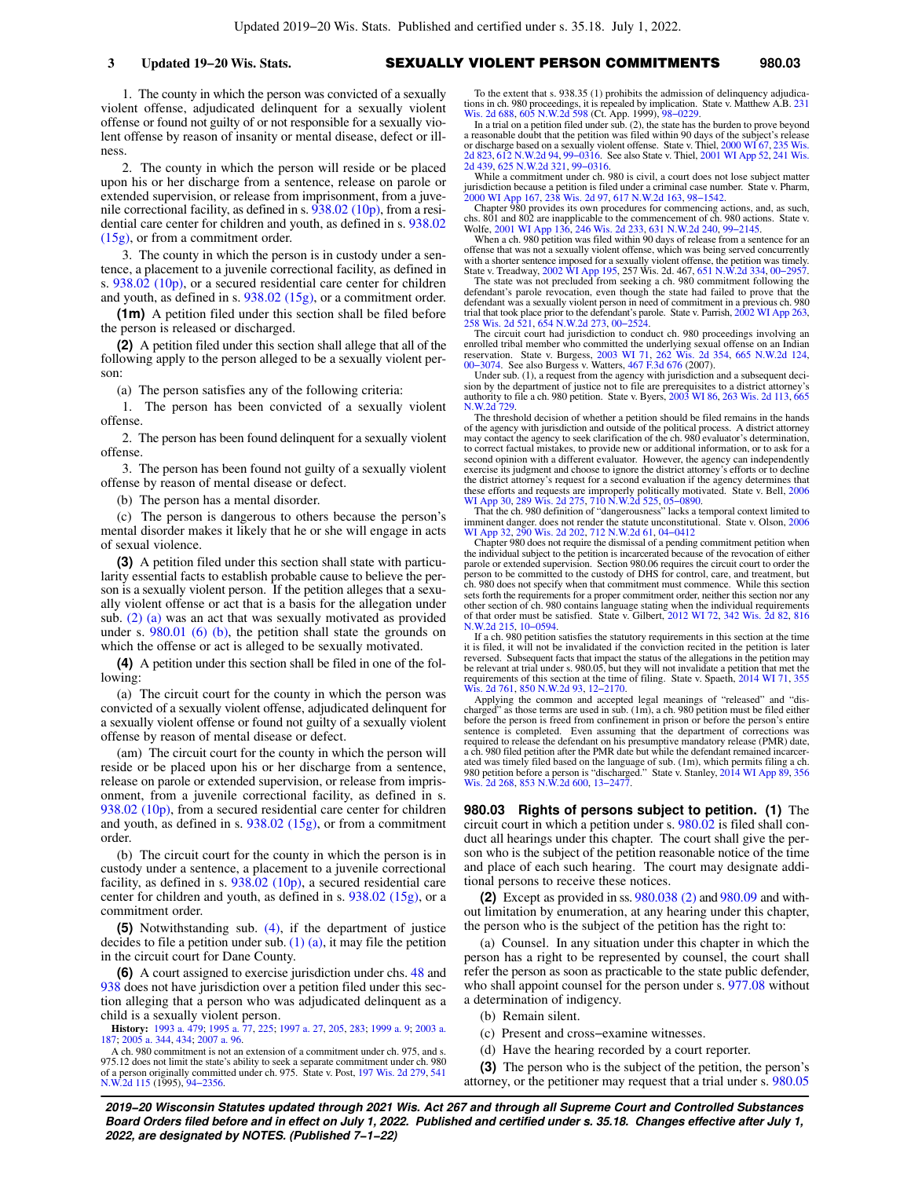1. The county in which the person was convicted of a sexually violent offense, adjudicated delinquent for a sexually violent offense or found not guilty of or not responsible for a sexually violent offense by reason of insanity or mental disease, defect or illness.

2. The county in which the person will reside or be placed upon his or her discharge from a sentence, release on parole or extended supervision, or release from imprisonment, from a juvenile correctional facility, as defined in s. 938.02 (10p), from a residential care center for children and youth, as defined in s. 938.02 (15g), or from a commitment order.

3. The county in which the person is in custody under a sentence, a placement to a juvenile correctional facility, as defined in s. 938.02 (10p), or a secured residential care center for children and youth, as defined in s. 938.02 (15g), or a commitment order.

**(1m)** A petition filed under this section shall be filed before the person is released or discharged.

**(2)** A petition filed under this section shall allege that all of the following apply to the person alleged to be a sexually violent person:

(a) The person satisfies any of the following criteria:

1. The person has been convicted of a sexually violent offense.

2. The person has been found delinquent for a sexually violent offense.

3. The person has been found not guilty of a sexually violent offense by reason of mental disease or defect.

(b) The person has a mental disorder.

(c) The person is dangerous to others because the person's mental disorder makes it likely that he or she will engage in acts of sexual violence.

**(3)** A petition filed under this section shall state with particularity essential facts to establish probable cause to believe the person is a sexually violent person. If the petition alleges that a sexually violent offense or act that is a basis for the allegation under sub. (2) (a) was an act that was sexually motivated as provided under s. 980.01 (6) (b), the petition shall state the grounds on which the offense or act is alleged to be sexually motivated.

**(4)** A petition under this section shall be filed in one of the following:

(a) The circuit court for the county in which the person was convicted of a sexually violent offense, adjudicated delinquent for a sexually violent offense or found not guilty of a sexually violent offense by reason of mental disease or defect.

(am) The circuit court for the county in which the person will reside or be placed upon his or her discharge from a sentence, release on parole or extended supervision, or release from imprisonment, from a juvenile correctional facility, as defined in s. 938.02 (10p), from a secured residential care center for children and youth, as defined in s. 938.02 (15g), or from a commitment order.

(b) The circuit court for the county in which the person is in custody under a sentence, a placement to a juvenile correctional facility, as defined in s. 938.02 (10p), a secured residential care center for children and youth, as defined in s. 938.02 (15g), or a commitment order.

**(5)** Notwithstanding sub. (4), if the department of justice decides to file a petition under sub. (1) (a), it may file the petition in the circuit court for Dane County.

**(6)** A court assigned to exercise jurisdiction under chs. 48 and 938 does not have jurisdiction over a petition filed under this section alleging that a person who was adjudicated delinquent as a child is a sexually violent person.

**History:** 1993 a. 479; 1995 a. 77, 225; 1997 a. 27, 205, 283; 1999 a. 9; 2003 a. 187; 2005 a. 344, 434; 2007 a. 96.

A ch. 980 commitment is not an extension of a commitment under ch. 975, and s. 975.12 does not limit the state's ability to seek a separate commitment under ch. 980 of a person originally committed under ch. 975. State v. Post, 197 Wis. 2d 279, 541 N.W.2d 115 (1995), 94–2356.

To the extent that s. 938.35 (1) prohibits the admission of delinquency adjudications in ch. 980 proceedings, it is repealed by implication. State v. Matthew A.B. 231 Wis. 2d 688, 605 N.W.2d 598 (Ct. App. 1999), 98–0229.

In a trial on a petition filed under sub. (2), the state has the burden to prove beyond a reasonable doubt that the petition was filed within 90 days of the subject's release or discharge based on a sexually violent offense. State v. Thiel, 2000 WI 67, 235 Wis. 2d 823, 612 N.W.2d 94, 99–0316. See also State v. Thiel, 2001 WI App 52, 241 Wis. 2d 439, 625 N.W.2d 321, 99–0316.

While a commitment under ch. 980 is civil, a court does not lose subject matter jurisdiction because a petition is filed under a criminal case number. State v. Pharm, 2000 WI App 167, 238 Wis. 2d 97, 617 N.W.2d 163, 98–1542.

Chapter 980 provides its own procedures for commencing actions, and, as such, chs. 801 and 802 are inapplicable to the commencement of ch. 980 actions. State v. Wolfe, 2001 WI App 136, 246 Wis. 2d 233, 631 N.W.2d 240, 99–2145.

When a ch. 980 petition was filed within 90 days of release from a sentence for an offense that was not a sexually violent offense, which was being served concurrently with a shorter sentence imposed for a sexually violent offense, the petition was timely. State v. Treadway, 2002 WI App 195, 257 Wis. 2d. 467, 651 N.W.2d 334, 00–2957.

The state was not precluded from seeking a ch. 980 commitment following the defendant's parole revocation, even though the state had failed to prove that the defendant was a sexually violent person in need of commitment in a previous ch. 980 trial that took place prior to the defendant's parole. State v. Parrish, 2002 WI App 263, 258 Wis. 2d 521, 654 N.W.2d 273, 00–2524.

The circuit court had jurisdiction to conduct ch. 980 proceedings involving an enrolled tribal member who committed the underlying sexual offense on an Indian reservation. State v. Burgess, 2003 WI 71, 262 Wis. 2d 354, 665 N.W.2d 124, 00–3074. See also Burgess v. Watters, 467 F.3d 676 (2007).

Under sub. (1), a request from the agency with jurisdiction and a subsequent decision by the department of justice not to file are prerequisites to a district attorney's authority to file a ch. 980 petition. State v. Byers, 2003 WI 86, 263 Wis. 2d 113, 665 N.W.2d 729.

The threshold decision of whether a petition should be filed remains in the hands of the agency with jurisdiction and outside of the political process. A district attorney may contact the agency to seek clarification of the ch. 980 evaluator's determination, to correct factual mistakes, to provide new or additional information, or to ask for a second opinion with a different evaluator. However, the agency can independently exercise its judgment and choose to ignore the district attorney's efforts or to decline the district attorney's request for a second evaluation if the agency determines that these efforts and requests are improperly politically motivated. State v. Bell, 2006 WI App 30, 289 Wis. 2d 275, 710 N.W.2d 525, 05–0890.

That the ch. 980 definition of "dangerousness" lacks a temporal context limited to imminent danger. does not render the statute unconstitutional. State v. Olson, 2006 WI App 32, 290 Wis. 2d 202, 712 N.W.2d 61, 04–0412

Chapter 980 does not require the dismissal of a pending commitment petition when the individual subject to the petition is incarcerated because of the revocation of either parole or extended supervision. Section 980.06 requires the circuit court to order the person to be committed to the custody of DHS for control, care, and treatment, but ch. 980 does not specify when that commitment must commence. While this section sets forth the requirements for a proper commitment order, neither this section nor any other section of ch. 980 contains language stating when the individual requirements of that order must be satisfied. State v. Gilbert, 2012 WI 72, 342 Wis. 2d 82, 816 N.W.2d 215, 10–0594.

If a ch. 980 petition satisfies the statutory requirements in this section at the time it is filed, it will not be invalidated if the conviction recited in the petition is later reversed. Subsequent facts that impact the status of the allegations in the petition may be relevant at trial under s. 980.05, but they will not invalidate a petition that met the requirements of this section at the time of filing. State v. Spaeth, 2014 WI 71, 355 Wis. 2d 761, 850 N.W.2d 93, 12–2170.

Applying the common and accepted legal meanings of "released" and "discharged" as those terms are used in sub. (1m), a ch. 980 petition must be filed either before the person is freed from confinement in prison or before the person's entire sentence is completed. Even assuming that the department of corrections was required to release the defendant on his presumptive mandatory release (PMR) date, a ch. 980 filed petition after the PMR date but while the defendant remained incarcerated was timely filed based on the language of sub. (1m), which permits filing a ch. 980 petition before a person is "discharged." State v. Stanley, 2014 WI App 89, 356 Wis. 2d 268, 853 N.W.2d 600, 13–2477.

## 980.03 Rights of persons subject to petition.

**(1)** The circuit court in which a petition under s. 980.02 is filed shall conduct all hearings under this chapter. The court shall give the person who is the subject of the petition reasonable notice of the time and place of each such hearing. The court may designate additional persons to receive these notices.

**(2)** Except as provided in ss. 980.038 (2) and 980.09 and without limitation by enumeration, at any hearing under this chapter, the person who is the subject of the petition has the right to:

(a) Counsel. In any situation under this chapter in which the person has a right to be represented by counsel, the court shall refer the person as soon as practicable to the state public defender, who shall appoint counsel for the person under s. 977.08 without a determination of indigency.

(b) Remain silent.

(c) Present and cross–examine witnesses.

(d) Have the hearing recorded by a court reporter.

**(3)** The person who is the subject of the petition, the person's attorney, or the petitioner may request that a trial under s. 980.05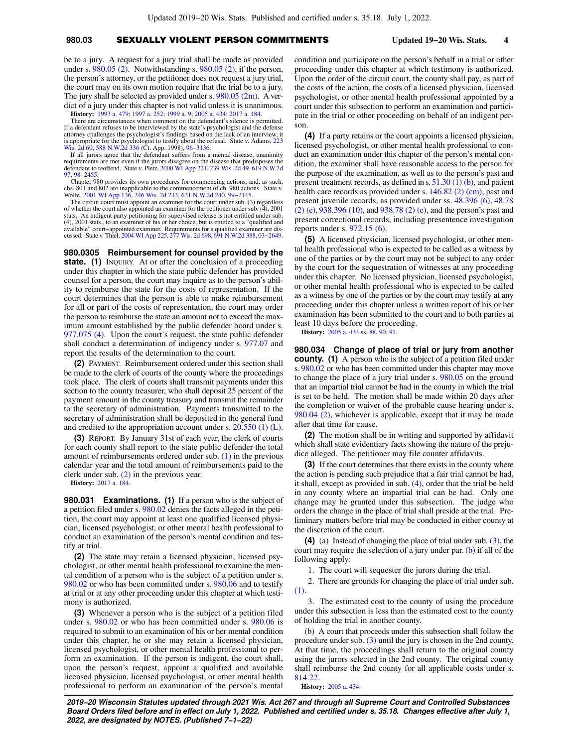be to a jury. A request for a jury trial shall be made as provided under s. 980.05 (2). Notwithstanding s. 980.05 (2), if the person, the person's attorney, or the petitioner does not request a jury trial, the court may on its own motion require that the trial be to a jury. The jury shall be selected as provided under s. 980.05 (2m). A verdict of a jury under this chapter is not valid unless it is unanimous.

**History:** 1993 a. 479; 1997 a. 252; 1999 a. 9; 2005 a. 434; 2017 a. 184.

There are circumstances when comment on the defendant's silence is permitted. If a defendant refuses to be interviewed by the state's psychologist and the defense attorney challenges the psychologist's findings based on the lack of an interview, it is appropriate for the psychologist to testify about the refusal. State v. Adams, 223 Wis. 2d 60, 588 N.W.2d 336 (Ct. App. 1998), 96−3136.

If all jurors agree that the defendant suffers from a mental disease, unanimity requirements are met even if the jurors disagree on the disease that predisposes the defendant to reoffend. State v. Pletz, 2000 WI App 221, 239 Wis. 2d 49, 619 N.W.2d 97, 98−2455.

Chapter 980 provides its own procedures for commencing actions, and, as such, chs. 801 and 802 are inapplicable to the commencement of ch. 980 actions. State v. Wolfe, 2001 WI App 136, 246 Wis. 2d 233, 631 N.W.2d 240, 99−2145.

The circuit court must appoint an examiner for the court under sub. (3) regardless of whether the court also appointed an examiner for the petitioner under sub. (4), 2001 stats. An indigent party petitioning for supervised release is not entitled under sub. (4), 2001 stats., to an examiner of his or her choice, but is entitled to a "qualified and available" court−appointed examiner. Requirements for a qualified examiner are discussed. State v. Thiel, 2004 WI App 225, 277 Wis. 2d 698, 691 N.W.2d 388, 03−2649.

**980.0305 Reimbursement for counsel provided by the state.** **(1)** INQUIRY. At or after the conclusion of a proceeding under this chapter in which the state public defender has provided counsel for a person, the court may inquire as to the person's ability to reimburse the state for the costs of representation. If the court determines that the person is able to make reimbursement for all or part of the costs of representation, the court may order the person to reimburse the state an amount not to exceed the maximum amount established by the public defender board under s. 977.075 (4). Upon the court's request, the state public defender shall conduct a determination of indigency under s. 977.07 and report the results of the determination to the court.

**(2)** PAYMENT. Reimbursement ordered under this section shall be made to the clerk of courts of the county where the proceedings took place. The clerk of courts shall transmit payments under this section to the county treasurer, who shall deposit 25 percent of the payment amount in the county treasury and transmit the remainder to the secretary of administration. Payments transmitted to the secretary of administration shall be deposited in the general fund and credited to the appropriation account under s. 20.550 (1) (L).

**(3)** REPORT. By January 31st of each year, the clerk of courts for each county shall report to the state public defender the total amount of reimbursements ordered under sub. (1) in the previous calendar year and the total amount of reimbursements paid to the clerk under sub. (2) in the previous year.

**History:** 2017 a. 184.

**980.031 Examinations.** **(1)** If a person who is the subject of a petition filed under s. 980.02 denies the facts alleged in the petition, the court may appoint at least one qualified licensed physician, licensed psychologist, or other mental health professional to conduct an examination of the person's mental condition and testify at trial.

**(2)** The state may retain a licensed physician, licensed psychologist, or other mental health professional to examine the mental condition of a person who is the subject of a petition under s. 980.02 or who has been committed under s. 980.06 and to testify at trial or at any other proceeding under this chapter at which testimony is authorized.

**(3)** Whenever a person who is the subject of a petition filed under s. 980.02 or who has been committed under s. 980.06 is required to submit to an examination of his or her mental condition under this chapter, he or she may retain a licensed physician, licensed psychologist, or other mental health professional to perform an examination. If the person is indigent, the court shall, upon the person's request, appoint a qualified and available licensed physician, licensed psychologist, or other mental health professional to perform an examination of the person's mental condition and participate on the person's behalf in a trial or other proceeding under this chapter at which testimony is authorized. Upon the order of the circuit court, the county shall pay, as part of the costs of the action, the costs of a licensed physician, licensed psychologist, or other mental health professional appointed by a court under this subsection to perform an examination and participate in the trial or other proceeding on behalf of an indigent person.

**(4)** If a party retains or the court appoints a licensed physician, licensed psychologist, or other mental health professional to conduct an examination under this chapter of the person's mental condition, the examiner shall have reasonable access to the person for the purpose of the examination, as well as to the person's past and present treatment records, as defined in s. 51.30 (1) (b), and patient health care records as provided under s. 146.82 (2) (cm), past and present juvenile records, as provided under ss. 48.396 (6), 48.78 (2) (e), 938.396 (10), and 938.78 (2) (e), and the person's past and present correctional records, including presentence investigation reports under s. 972.15 (6).

**(5)** A licensed physician, licensed psychologist, or other mental health professional who is expected to be called as a witness by one of the parties or by the court may not be subject to any order by the court for the sequestration of witnesses at any proceeding under this chapter. No licensed physician, licensed psychologist, or other mental health professional who is expected to be called as a witness by one of the parties or by the court may testify at any proceeding under this chapter unless a written report of his or her examination has been submitted to the court and to both parties at least 10 days before the proceeding.

**History:** 2005 a. 434 ss. 88, 90, 91.

**980.034 Change of place of trial or jury from another county.** **(1)** A person who is the subject of a petition filed under s. 980.02 or who has been committed under this chapter may move to change the place of a jury trial under s. 980.05 on the ground that an impartial trial cannot be had in the county in which the trial is set to be held. The motion shall be made within 20 days after the completion or waiver of the probable cause hearing under s. 980.04 (2), whichever is applicable, except that it may be made after that time for cause.

**(2)** The motion shall be in writing and supported by affidavit which shall state evidentiary facts showing the nature of the prejudice alleged. The petitioner may file counter affidavits.

**(3)** If the court determines that there exists in the county where the action is pending such prejudice that a fair trial cannot be had, it shall, except as provided in sub. (4), order that the trial be held in any county where an impartial trial can be had. Only one change may be granted under this subsection. The judge who orders the change in the place of trial shall preside at the trial. Preliminary matters before trial may be conducted in either county at the discretion of the court.

**(4)** (a) Instead of changing the place of trial under sub. (3), the court may require the selection of a jury under par. (b) if all of the following apply:

1. The court will sequester the jurors during the trial.

2. There are grounds for changing the place of trial under sub. (1).

3. The estimated cost to the county of using the procedure under this subsection is less than the estimated cost to the county of holding the trial in another county.

(b) A court that proceeds under this subsection shall follow the procedure under sub. (3) until the jury is chosen in the 2nd county. At that time, the proceedings shall return to the original county using the jurors selected in the 2nd county. The original county shall reimburse the 2nd county for all applicable costs under s. 814.22.

**History:** 2005 a. 434.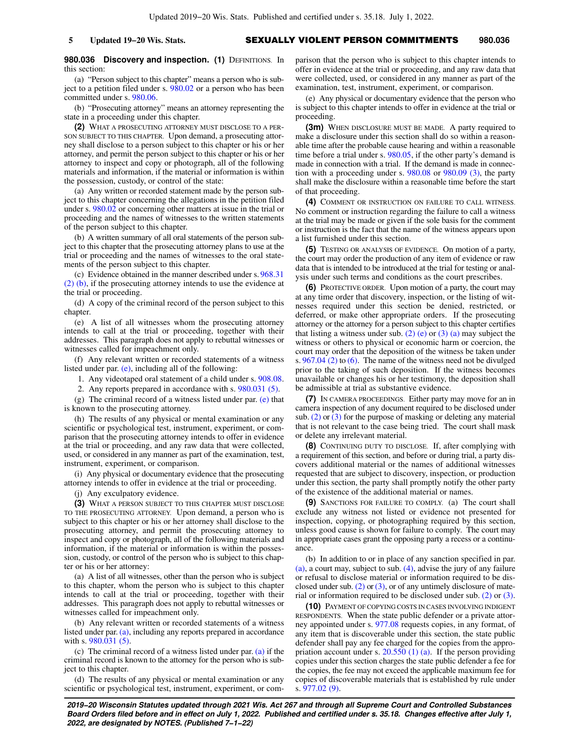**980.036 Discovery and inspection. (1)** DEFINITIONS. In this section:

(a) "Person subject to this chapter" means a person who is subject to a petition filed under s. 980.02 or a person who has been committed under s. 980.06.

(b) "Prosecuting attorney" means an attorney representing the state in a proceeding under this chapter.

**(2)** WHAT A PROSECUTING ATTORNEY MUST DISCLOSE TO A PERSON SUBJECT TO THIS CHAPTER. Upon demand, a prosecuting attorney shall disclose to a person subject to this chapter or his or her attorney, and permit the person subject to this chapter or his or her attorney to inspect and copy or photograph, all of the following materials and information, if the material or information is within the possession, custody, or control of the state:

(a) Any written or recorded statement made by the person subject to this chapter concerning the allegations in the petition filed under s. 980.02 or concerning other matters at issue in the trial or proceeding and the names of witnesses to the written statements of the person subject to this chapter.

(b) A written summary of all oral statements of the person subject to this chapter that the prosecuting attorney plans to use at the trial or proceeding and the names of witnesses to the oral statements of the person subject to this chapter.

(c) Evidence obtained in the manner described under s. 968.31 (2) (b), if the prosecuting attorney intends to use the evidence at the trial or proceeding.

(d) A copy of the criminal record of the person subject to this chapter.

(e) A list of all witnesses whom the prosecuting attorney intends to call at the trial or proceeding, together with their addresses. This paragraph does not apply to rebuttal witnesses or witnesses called for impeachment only.

(f) Any relevant written or recorded statements of a witness listed under par. (e), including all of the following:

1. Any videotaped oral statement of a child under s. 908.08.

2. Any reports prepared in accordance with s. 980.031 (5).

(g) The criminal record of a witness listed under par. (e) that is known to the prosecuting attorney.

(h) The results of any physical or mental examination or any scientific or psychological test, instrument, experiment, or comparison that the prosecuting attorney intends to offer in evidence at the trial or proceeding, and any raw data that were collected, used, or considered in any manner as part of the examination, test, instrument, experiment, or comparison.

(i) Any physical or documentary evidence that the prosecuting attorney intends to offer in evidence at the trial or proceeding.

(j) Any exculpatory evidence.

**(3)** WHAT A PERSON SUBJECT TO THIS CHAPTER MUST DISCLOSE TO THE PROSECUTING ATTORNEY. Upon demand, a person who is subject to this chapter or his or her attorney shall disclose to the prosecuting attorney, and permit the prosecuting attorney to inspect and copy or photograph, all of the following materials and information, if the material or information is within the possession, custody, or control of the person who is subject to this chapter or his or her attorney:

(a) A list of all witnesses, other than the person who is subject to this chapter, whom the person who is subject to this chapter intends to call at the trial or proceeding, together with their addresses. This paragraph does not apply to rebuttal witnesses or witnesses called for impeachment only.

(b) Any relevant written or recorded statements of a witness listed under par. (a), including any reports prepared in accordance with s. 980.031 (5).

(c) The criminal record of a witness listed under par. (a) if the criminal record is known to the attorney for the person who is subject to this chapter.

(d) The results of any physical or mental examination or any scientific or psychological test, instrument, experiment, or comparison that the person who is subject to this chapter intends to offer in evidence at the trial or proceeding, and any raw data that were collected, used, or considered in any manner as part of the examination, test, instrument, experiment, or comparison.

(e) Any physical or documentary evidence that the person who is subject to this chapter intends to offer in evidence at the trial or proceeding.

**(3m)** WHEN DISCLOSURE MUST BE MADE. A party required to make a disclosure under this section shall do so within a reasonable time after the probable cause hearing and within a reasonable time before a trial under s. 980.05, if the other party's demand is made in connection with a trial. If the demand is made in connection with a proceeding under s. 980.08 or 980.09 (3), the party shall make the disclosure within a reasonable time before the start of that proceeding.

**(4)** COMMENT OR INSTRUCTION ON FAILURE TO CALL WITNESS. No comment or instruction regarding the failure to call a witness at the trial may be made or given if the sole basis for the comment or instruction is the fact that the name of the witness appears upon a list furnished under this section.

**(5)** TESTING OR ANALYSIS OF EVIDENCE. On motion of a party, the court may order the production of any item of evidence or raw data that is intended to be introduced at the trial for testing or analysis under such terms and conditions as the court prescribes.

**(6)** PROTECTIVE ORDER. Upon motion of a party, the court may at any time order that discovery, inspection, or the listing of witnesses required under this section be denied, restricted, or deferred, or make other appropriate orders. If the prosecuting attorney or the attorney for a person subject to this chapter certifies that listing a witness under sub. (2) (e) or (3) (a) may subject the witness or others to physical or economic harm or coercion, the court may order that the deposition of the witness be taken under s. 967.04 (2) to (6). The name of the witness need not be divulged prior to the taking of such deposition. If the witness becomes unavailable or changes his or her testimony, the deposition shall be admissible at trial as substantive evidence.

**(7)** IN CAMERA PROCEEDINGS. Either party may move for an in camera inspection of any document required to be disclosed under sub. (2) or (3) for the purpose of masking or deleting any material that is not relevant to the case being tried. The court shall mask or delete any irrelevant material.

**(8)** CONTINUING DUTY TO DISCLOSE. If, after complying with a requirement of this section, and before or during trial, a party discovers additional material or the names of additional witnesses requested that are subject to discovery, inspection, or production under this section, the party shall promptly notify the other party of the existence of the additional material or names.

**(9)** SANCTIONS FOR FAILURE TO COMPLY. (a) The court shall exclude any witness not listed or evidence not presented for inspection, copying, or photographing required by this section, unless good cause is shown for failure to comply. The court may in appropriate cases grant the opposing party a recess or a continuance.

(b) In addition to or in place of any sanction specified in par. (a), a court may, subject to sub. (4), advise the jury of any failure or refusal to disclose material or information required to be disclosed under sub. (2) or (3), or of any untimely disclosure of material or information required to be disclosed under sub. (2) or (3).

**(10)** PAYMENT OF COPYING COSTS IN CASES INVOLVING INDIGENT RESPONDENTS. When the state public defender or a private attorney appointed under s. 977.08 requests copies, in any format, of any item that is discoverable under this section, the state public defender shall pay any fee charged for the copies from the appropriation account under s. 20.550 (1) (a). If the person providing copies under this section charges the state public defender a fee for the copies, the fee may not exceed the applicable maximum fee for copies of discoverable materials that is established by rule under s. 977.02 (9).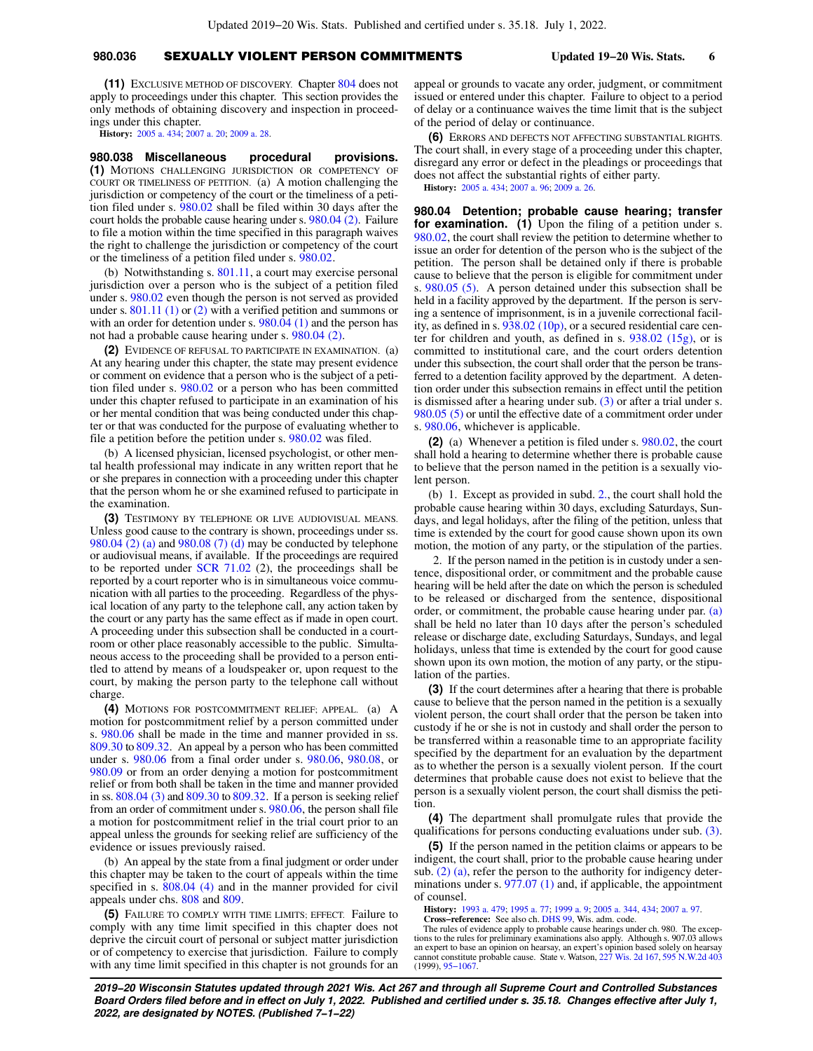**(11)** Exclusive method of discovery. Chapter 804 does not apply to proceedings under this chapter. This section provides the only methods of obtaining discovery and inspection in proceedings under this chapter.

**History:** 2005 a. 434; 2007 a. 20; 2009 a. 28.

**980.038 Miscellaneous procedural provisions.** **(1)** Motions challenging jurisdiction or competency of court or timeliness of petition. (a) A motion challenging the jurisdiction or competency of the court or the timeliness of a petition filed under s. 980.02 shall be filed within 30 days after the court holds the probable cause hearing under s. 980.04 (2). Failure to file a motion within the time specified in this paragraph waives the right to challenge the jurisdiction or competency of the court or the timeliness of a petition filed under s. 980.02.

(b) Notwithstanding s. 801.11, a court may exercise personal jurisdiction over a person who is the subject of a petition filed under s. 980.02 even though the person is not served as provided under s. 801.11 (1) or (2) with a verified petition and summons or with an order for detention under s. 980.04 (1) and the person has not had a probable cause hearing under s. 980.04 (2).

**(2)** Evidence of refusal to participate in examination. (a) At any hearing under this chapter, the state may present evidence or comment on evidence that a person who is the subject of a petition filed under s. 980.02 or a person who has been committed under this chapter refused to participate in an examination of his or her mental condition that was being conducted under this chapter or that was conducted for the purpose of evaluating whether to file a petition before the petition under s. 980.02 was filed.

(b) A licensed physician, licensed psychologist, or other mental health professional may indicate in any written report that he or she prepares in connection with a proceeding under this chapter that the person whom he or she examined refused to participate in the examination.

**(3)** Testimony by telephone or live audiovisual means. Unless good cause to the contrary is shown, proceedings under ss. 980.04 (2) (a) and 980.08 (7) (d) may be conducted by telephone or audiovisual means, if available. If the proceedings are required to be reported under SCR 71.02 (2), the proceedings shall be reported by a court reporter who is in simultaneous voice communication with all parties to the proceeding. Regardless of the physical location of any party to the telephone call, any action taken by the court or any party has the same effect as if made in open court. A proceeding under this subsection shall be conducted in a courtroom or other place reasonably accessible to the public. Simultaneous access to the proceeding shall be provided to a person entitled to attend by means of a loudspeaker or, upon request to the court, by making the person party to the telephone call without charge.

**(4)** Motions for postcommitment relief; appeal. (a) A motion for postcommitment relief by a person committed under s. 980.06 shall be made in the time and manner provided in ss. 809.30 to 809.32. An appeal by a person who has been committed under s. 980.06 from a final order under s. 980.06, 980.08, or 980.09 or from an order denying a motion for postcommitment relief or from both shall be taken in the time and manner provided in ss. 808.04 (3) and 809.30 to 809.32. If a person is seeking relief from an order of commitment under s. 980.06, the person shall file a motion for postcommitment relief in the trial court prior to an appeal unless the grounds for seeking relief are sufficiency of the evidence or issues previously raised.

(b) An appeal by the state from a final judgment or order under this chapter may be taken to the court of appeals within the time specified in s. 808.04 (4) and in the manner provided for civil appeals under chs. 808 and 809.

**(5)** Failure to comply with time limits; effect. Failure to comply with any time limit specified in this chapter does not deprive the circuit court of personal or subject matter jurisdiction or of competency to exercise that jurisdiction. Failure to comply with any time limit specified in this chapter is not grounds for an appeal or grounds to vacate any order, judgment, or commitment issued or entered under this chapter. Failure to object to a period of delay or a continuance waives the time limit that is the subject of the period of delay or continuance.

**(6)** Errors and defects not affecting substantial rights. The court shall, in every stage of a proceeding under this chapter, disregard any error or defect in the pleadings or proceedings that does not affect the substantial rights of either party.

**History:** 2005 a. 434; 2007 a. 96; 2009 a. 26.

**980.04 Detention; probable cause hearing; transfer for examination.** **(1)** Upon the filing of a petition under s. 980.02, the court shall review the petition to determine whether to issue an order for detention of the person who is the subject of the petition. The person shall be detained only if there is probable cause to believe that the person is eligible for commitment under s. 980.05 (5). A person detained under this subsection shall be held in a facility approved by the department. If the person is serving a sentence of imprisonment, is in a juvenile correctional facility, as defined in s. 938.02 (10p), or a secured residential care center for children and youth, as defined in s. 938.02 (15g), or is committed to institutional care, and the court orders detention under this subsection, the court shall order that the person be transferred to a detention facility approved by the department. A detention order under this subsection remains in effect until the petition is dismissed after a hearing under sub. (3) or after a trial under s. 980.05 (5) or until the effective date of a commitment order under s. 980.06, whichever is applicable.

**(2)** (a) Whenever a petition is filed under s. 980.02, the court shall hold a hearing to determine whether there is probable cause to believe that the person named in the petition is a sexually violent person.

(b) 1. Except as provided in subd. 2., the court shall hold the probable cause hearing within 30 days, excluding Saturdays, Sundays, and legal holidays, after the filing of the petition, unless that time is extended by the court for good cause shown upon its own motion, the motion of any party, or the stipulation of the parties.

2. If the person named in the petition is in custody under a sentence, dispositional order, or commitment and the probable cause hearing will be held after the date on which the person is scheduled to be released or discharged from the sentence, dispositional order, or commitment, the probable cause hearing under par. (a) shall be held no later than 10 days after the person's scheduled release or discharge date, excluding Saturdays, Sundays, and legal holidays, unless that time is extended by the court for good cause shown upon its own motion, the motion of any party, or the stipulation of the parties.

**(3)** If the court determines after a hearing that there is probable cause to believe that the person named in the petition is a sexually violent person, the court shall order that the person be taken into custody if he or she is not in custody and shall order the person to be transferred within a reasonable time to an appropriate facility specified by the department for an evaluation by the department as to whether the person is a sexually violent person. If the court determines that probable cause does not exist to believe that the person is a sexually violent person, the court shall dismiss the petition.

**(4)** The department shall promulgate rules that provide the qualifications for persons conducting evaluations under sub. (3).

**(5)** If the person named in the petition claims or appears to be indigent, the court shall, prior to the probable cause hearing under sub. (2) (a), refer the person to the authority for indigency determinations under s. 977.07 (1) and, if applicable, the appointment of counsel.

**History:** 1993 a. 479; 1995 a. 77; 1999 a. 9; 2005 a. 344, 434; 2007 a. 97.

**Cross−reference:** See also ch. DHS 99, Wis. adm. code.

The rules of evidence apply to probable cause hearings under ch. 980. The exceptions to the rules for preliminary examinations also apply. Although s. 907.03 allows an expert to base an opinion on hearsay, an expert's opinion based solely on hearsay cannot constitute probable cause. State v. Watson, 227 Wis. 2d 167, 595 N.W.2d 403 (1999), 95−1067.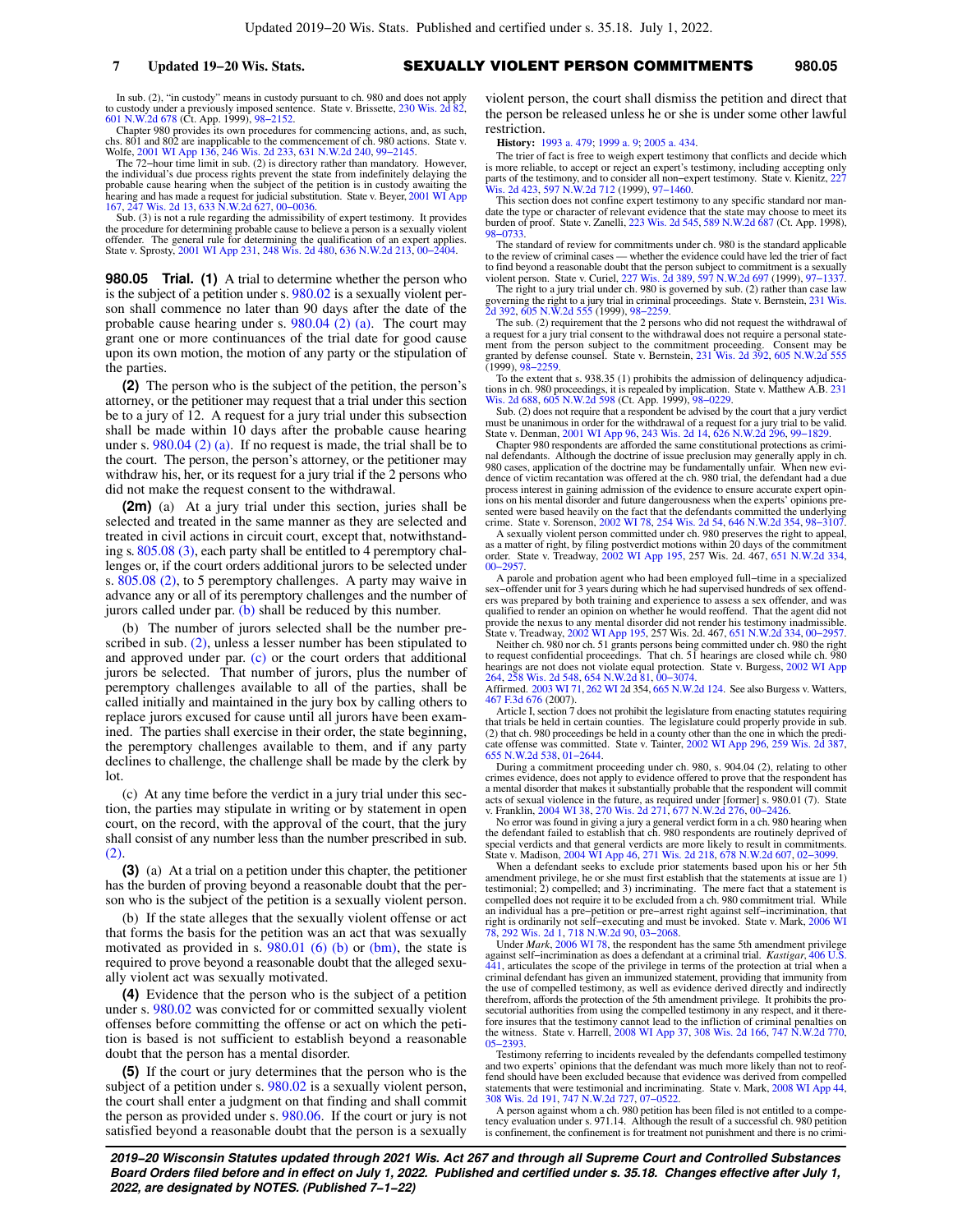In sub. (2), "in custody" means in custody pursuant to ch. 980 and does not apply to custody under a previously imposed sentence. State v. Brissette, 230 Wis. 2d 82, 601 N.W.2d 678 (Ct. App. 1999), 98−2152.

Chapter 980 provides its own procedures for commencing actions, and, as such, chs. 801 and 802 are inapplicable to the commencement of ch. 980 actions. State v. Wolfe, 2001 WI App 136, 246 Wis. 2d 233, 631 N.W.2d 240, 99−2145.

The 72−hour time limit in sub. (2) is directory rather than mandatory. However, the individual's due process rights prevent the state from indefinitely delaying the probable cause hearing when the subject of the petition is in custody awaiting the hearing and has made a request for judicial substitution. State v. Beyer, 2001 WI App 167, 247 Wis. 2d 13, 633 N.W.2d 627, 00−0036.

Sub. (3) is not a rule regarding the admissibility of expert testimony. It provides the procedure for determining probable cause to believe a person is a sexually violent offender. The general rule for determining the qualification of an expert applies. State v. Sprosty, 2001 WI App 231, 248 Wis. 2d 480, 636 N.W.2d 213, 00−2404.

**980.05 Trial. (1)** A trial to determine whether the person who is the subject of a petition under s. 980.02 is a sexually violent person shall commence no later than 90 days after the date of the probable cause hearing under s. 980.04 (2) (a). The court may grant one or more continuances of the trial date for good cause upon its own motion, the motion of any party or the stipulation of the parties.

**(2)** The person who is the subject of the petition, the person's attorney, or the petitioner may request that a trial under this section be to a jury of 12. A request for a jury trial under this subsection shall be made within 10 days after the probable cause hearing under s. 980.04 (2) (a). If no request is made, the trial shall be to the court. The person, the person's attorney, or the petitioner may withdraw his, her, or its request for a jury trial if the 2 persons who did not make the request consent to the withdrawal.

**(2m)** (a) At a jury trial under this section, juries shall be selected and treated in the same manner as they are selected and treated in civil actions in circuit court, except that, notwithstanding s. 805.08 (3), each party shall be entitled to 4 peremptory challenges or, if the court orders additional jurors to be selected under s. 805.08 (2), to 5 peremptory challenges. A party may waive in advance any or all of its peremptory challenges and the number of jurors called under par. (b) shall be reduced by this number.

(b) The number of jurors selected shall be the number prescribed in sub. (2), unless a lesser number has been stipulated to and approved under par. (c) or the court orders that additional jurors be selected. That number of jurors, plus the number of peremptory challenges available to all of the parties, shall be called initially and maintained in the jury box by calling others to replace jurors excused for cause until all jurors have been examined. The parties shall exercise in their order, the state beginning, the peremptory challenges available to them, and if any party declines to challenge, the challenge shall be made by the clerk by lot.

(c) At any time before the verdict in a jury trial under this section, the parties may stipulate in writing or by statement in open court, on the record, with the approval of the court, that the jury shall consist of any number less than the number prescribed in sub. (2).

**(3)** (a) At a trial on a petition under this chapter, the petitioner has the burden of proving beyond a reasonable doubt that the person who is the subject of the petition is a sexually violent person.

(b) If the state alleges that the sexually violent offense or act that forms the basis for the petition was an act that was sexually motivated as provided in s. 980.01 (6) (b) or (bm), the state is required to prove beyond a reasonable doubt that the alleged sexually violent act was sexually motivated.

**(4)** Evidence that the person who is the subject of a petition under s. 980.02 was convicted for or committed sexually violent offenses before committing the offense or act on which the petition is based is not sufficient to establish beyond a reasonable doubt that the person has a mental disorder.

**(5)** If the court or jury determines that the person who is the subject of a petition under s. 980.02 is a sexually violent person, the court shall enter a judgment on that finding and shall commit the person as provided under s. 980.06. If the court or jury is not satisfied beyond a reasonable doubt that the person is a sexually violent person, the court shall dismiss the petition and direct that the person be released unless he or she is under some other lawful restriction.

**History:** 1993 a. 479; 1999 a. 9; 2005 a. 434.

The trier of fact is free to weigh expert testimony that conflicts and decide which is more reliable, to accept or reject an expert's testimony, including accepting only parts of the testimony, and to consider all non−expert testimony. State v. Kienitz, 227 Wis. 2d 423, 597 N.W.2d 712 (1999), 97−1460.

This section does not confine expert testimony to any specific standard nor mandate the type or character of relevant evidence that the state may choose to meet its burden of proof. State v. Zanelli, 223 Wis. 2d 545, 589 N.W.2d 687 (Ct. App. 1998), 98−0733.

The standard of review for commitments under ch. 980 is the standard applicable to the review of criminal cases — whether the evidence could have led the trier of fact to find beyond a reasonable doubt that the person subject to commitment is a sexually violent person. State v. Curiel, 227 Wis. 2d 389, 597 N.W.2d 697 (1999), 97−1337.

The right to a jury trial under ch. 980 is governed by sub. (2) rather than case law governing the right to a jury trial in criminal proceedings. State v. Bernstein, 231 Wis. 2d 392, 605 N.W.2d 555 (1999), 98−2259.

The sub. (2) requirement that the 2 persons who did not request the withdrawal of a request for a jury trial consent to the withdrawal does not require a personal statement from the person subject to the commitment proceeding. Consent may be granted by defense counsel. State v. Bernstein, 231 Wis. 2d 392, 605 N.W.2d 555 (1999), 98−2259.

To the extent that s. 938.35 (1) prohibits the admission of delinquency adjudications in ch. 980 proceedings, it is repealed by implication. State v. Matthew A.B. 231 Wis. 2d 688, 605 N.W.2d 598 (Ct. App. 1999), 98−0229.

Sub. (2) does not require that a respondent be advised by the court that a jury verdict must be unanimous in order for the withdrawal of a request for a jury trial to be valid. State v. Denman, 2001 WI App 96, 243 Wis. 2d 14, 626 N.W.2d 296, 99−1829.

Chapter 980 respondents are afforded the same constitutional protections as criminal defendants. Although the doctrine of issue preclusion may generally apply in ch. 980 cases, application of the doctrine may be fundamentally unfair. When new evidence of victim recantation was offered at the ch. 980 trial, the defendant had a due process interest in gaining admission of the evidence to ensure accurate expert opinions on his mental disorder and future dangerousness when the experts' opinions presented were based heavily on the fact that the defendants committed the underlying crime. State v. Sorenson, 2002 WI 78, 254 Wis. 2d 54, 646 N.W.2d 354, 98−3107.

A sexually violent person committed under ch. 980 preserves the right to appeal, as a matter of right, by filing postverdict motions within 20 days of the commitment order. State v. Treadway, 2002 WI App 195, 257 Wis. 2d. 467, 651 N.W.2d 334, 00−2957.

A parole and probation agent who had been employed full−time in a specialized sex−offender unit for 3 years during which he had supervised hundreds of sex offenders was prepared by both training and experience to assess a sex offender, and was qualified to render an opinion on whether he would reoffend. That the agent did not provide the nexus to any mental disorder did not render his testimony inadmissible. State v. Treadway, 2002 WI App 195, 257 Wis. 2d. 467, 651 N.W.2d 334, 00−2957.

Neither ch. 980 nor ch. 51 grants persons being committed under ch. 980 the right to request confidential proceedings. That ch. 51 hearings are closed while ch. 980 hearings are not does not violate equal protection. State v. Burgess, 2002 WI App 264, 258 Wis. 2d 548, 654 N.W.2d 81, 00−3074.

Affirmed. 2003 WI 71, 262 WI 2d 354, 665 N.W.2d 124. See also Burgess v. Watters, 467 F.3d 676 (2007).

Article I, section 7 does not prohibit the legislature from enacting statutes requiring that trials be held in certain counties. The legislature could properly provide in sub. (2) that ch. 980 proceedings be held in a county other than the one in which the predicate offense was committed. State v. Tainter, 2002 WI App 296, 259 Wis. 2d 387, 655 N.W.2d 538, 01−2644.

During a commitment proceeding under ch. 980, s. 904.04 (2), relating to other crimes evidence, does not apply to evidence offered to prove that the respondent has a mental disorder that makes it substantially probable that the respondent will commit acts of sexual violence in the future, as required under [former] s. 980.01 (7). State v. Franklin, 2004 WI 38, 270 Wis. 2d 271, 677 N.W.2d 276, 00−2426.

No error was found in giving a jury a general verdict form in a ch. 980 hearing when the defendant failed to establish that ch. 980 respondents are routinely deprived of special verdicts and that general verdicts are more likely to result in commitments. State v. Madison, 2004 WI App 46, 271 Wis. 2d 218, 678 N.W.2d 607, 02−3099.

When a defendant seeks to exclude prior statements based upon his or her 5th amendment privilege, he or she must first establish that the statements at issue are 1) testimonial; 2) compelled; and 3) incriminating. The mere fact that a statement is compelled does not require it to be excluded from a ch. 980 commitment trial. While an individual has a pre−petition or pre−arrest right against self−incrimination, that right is ordinarily not self−executing and must be invoked. State v. Mark, 2006 WI 78, 292 Wis. 2d 1, 718 N.W.2d 90, 03−2068.

Under *Mark*, 2006 WI 78, the respondent has the same 5th amendment privilege against self−incrimination as does a defendant at a criminal trial. *Kastigar*, 406 U.S. 441, articulates the scope of the privilege in terms of the protection at trial when a criminal defendant has given an immunized statement, providing that immunity from the use of compelled testimony, as well as evidence derived directly and indirectly therefrom, affords the protection of the 5th amendment privilege. It prohibits the prosecutorial authorities from using the compelled testimony in any respect, and it therefore insures that the testimony cannot lead to the infliction of criminal penalties on the witness. State v. Harrell, 2008 WI App 37, 308 Wis. 2d 166, 747 N.W.2d 770, 05−2393.

Testimony referring to incidents revealed by the defendants compelled testimony and two experts' opinions that the defendant was much more likely than not to reoffend should have been excluded because that evidence was derived from compelled statements that were testimonial and incriminating. State v. Mark, 2008 WI App 44, 308 Wis. 2d 191, 747 N.W.2d 727, 07−0522.

A person against whom a ch. 980 petition has been filed is not entitled to a competency evaluation under s. 971.14. Although the result of a successful ch. 980 petition is confinement, the confinement is for treatment not punishment and there is no crimi-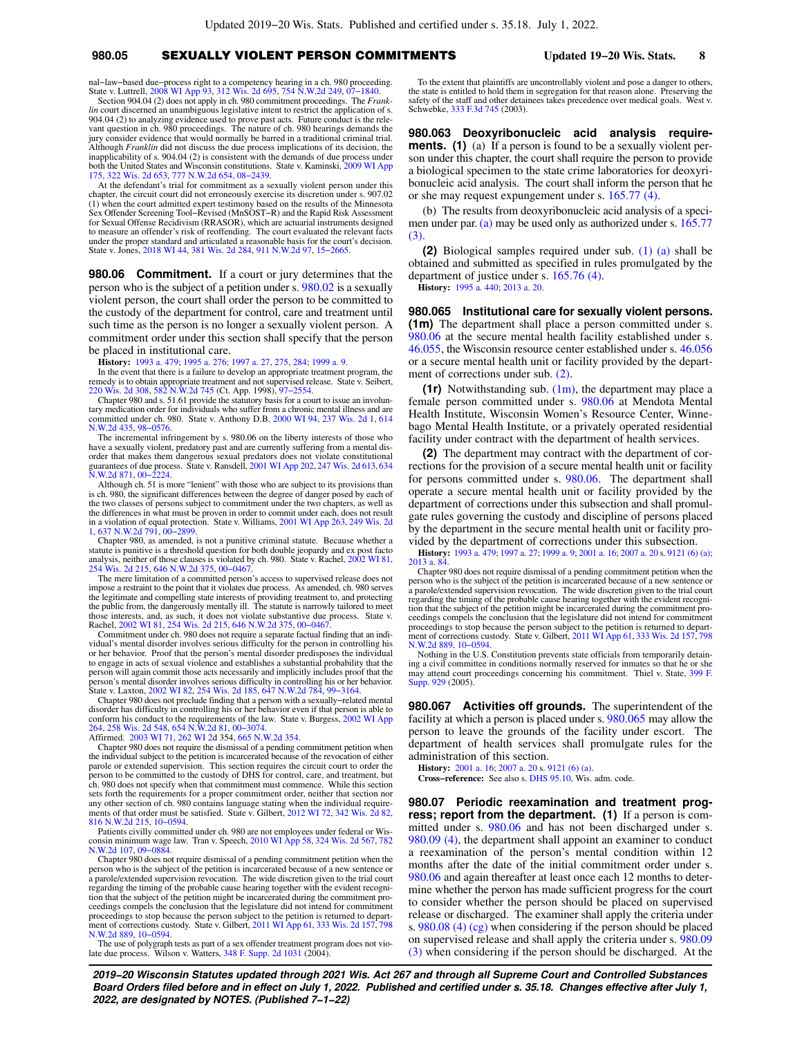nal−law−based due−process right to a competency hearing in a ch. 980 proceeding. State v. Luttrell, 2008 WI App 93, 312 Wis. 2d 695, 754 N.W.2d 249, 07−1840.

Section 904.04 (2) does not apply in ch. 980 commitment proceedings. The *Franklin* court discerned an unambiguous legislative intent to restrict the application of s. 904.04 (2) to analyzing evidence used to prove past acts. Future conduct is the relevant question in ch. 980 proceedings. The nature of ch. 980 hearings demands the jury consider evidence that would normally be barred in a traditional criminal trial. Although *Franklin* did not discuss the due process implications of its decision, the inapplicability of s. 904.04 (2) is consistent with the demands of due process under both the United States and Wisconsin constitutions. State v. Kaminski, 2009 WI App 175, 322 Wis. 2d 653, 777 N.W.2d 654, 08−2439.

At the defendant's trial for commitment as a sexually violent person under this chapter, the circuit court did not erroneously exercise its discretion under s. 907.02 (1) when the court admitted expert testimony based on the results of the Minnesota Sex Offender Screening Tool−Revised (MnSOST−R) and the Rapid Risk Assessment for Sexual Offense Recidivism (RRASOR), which are actuarial instruments designed to measure an offender's risk of reoffending. The court evaluated the relevant facts under the proper standard and articulated a reasonable basis for the court's decision. State v. Jones, 2018 WI 44, 381 Wis. 2d 284, 911 N.W.2d 97, 15−2665.

**980.06 Commitment.** If a court or jury determines that the person who is the subject of a petition under s. 980.02 is a sexually violent person, the court shall order the person to be committed to the custody of the department for control, care and treatment until such time as the person is no longer a sexually violent person. A commitment order under this section shall specify that the person be placed in institutional care.

**History:** 1993 a. 479; 1995 a. 276; 1997 a. 27, 275, 284; 1999 a. 9.

In the event that there is a failure to develop an appropriate treatment program, the remedy is to obtain appropriate treatment and not supervised release. State v. Seibert, 220 Wis. 2d 308, 582 N.W.2d 745 (Ct. App. 1998), 97−2554.

Chapter 980 and s. 51.61 provide the statutory basis for a court to issue an involuntary medication order for individuals who suffer from a chronic mental illness and are committed under ch. 980. State v. Anthony D.B. 2000 WI 94, 237 Wis. 2d 1, 614 N.W.2d 435, 98−0576.

The incremental infringement by s. 980.06 on the liberty interests of those who have a sexually violent, predatory past and are currently suffering from a mental disorder that makes them dangerous sexual predators does not violate constitutional guarantees of due process. State v. Ransdell, 2001 WI App 202, 247 Wis. 2d 613, 634 N.W.2d 871, 00−2224.

Although ch. 51 is more "lenient" with those who are subject to its provisions than is ch. 980, the significant differences between the degree of danger posed by each of the two classes of persons subject to commitment under the two chapters, as well as the differences in what must be proven in order to commit under each, does not result in a violation of equal protection. State v. Williams, 2001 WI App 263, 249 Wis. 2d 1, 637 N.W.2d 791, 00−2899.

Chapter 980, as amended, is not a punitive criminal statute. Because whether a statute is punitive is a threshold question for both double jeopardy and ex post facto analysis, neither of those clauses is violated by ch. 980. State v. Rachel, 2002 WI 81, 254 Wis. 2d 215, 646 N.W.2d 375, 00−0467.

The mere limitation of a committed person's access to supervised release does not impose a restraint to the point that it violates due process. As amended, ch. 980 serves the legitimate and compelling state interests of providing treatment to, and protecting the public from, the dangerously mentally ill. The statute is narrowly tailored to meet those interests, and, as such, it does not violate substantive due process. State v. Rachel, 2002 WI 81, 254 Wis. 2d 215, 646 N.W.2d 375, 00−0467.

Commitment under ch. 980 does not require a separate factual finding that an individual's mental disorder involves serious difficulty for the person in controlling his or her behavior. Proof that the person's mental disorder predisposes the individual to engage in acts of sexual violence and establishes a substantial probability that the person will again commit those acts necessarily and implicitly includes proof that the person's mental disorder involves serious difficulty in controlling his or her behavior. State v. Laxton, 2002 WI 82, 254 Wis. 2d 185, 647 N.W.2d 784, 99−3164.

Chapter 980 does not preclude finding that a person with a sexually−related mental disorder has difficulty in controlling his or her behavior even if that person is able to conform his conduct to the requirements of the law. State v. Burgess, 2002 WI App 264, 258 Wis. 2d 548, 654 N.W.2d 81, 00−3074.

Affirmed. 2003 WI 71, 262 WI 2d 354, 665 N.W.2d 354.

Chapter 980 does not require the dismissal of a pending commitment petition when the individual subject to the petition is incarcerated because of the revocation of either parole or extended supervision. This section requires the circuit court to order the person to be committed to the custody of DHS for control, care, and treatment, but ch. 980 does not specify when that commitment must commence. While this section sets forth the requirements for a proper commitment order, neither that section nor any other section of ch. 980 contains language stating when the individual requirements of that order must be satisfied. State v. Gilbert, 2012 WI 72, 342 Wis. 2d 82, 816 N.W.2d 215, 10−0594.

Patients civilly committed under ch. 980 are not employees under federal or Wisconsin minimum wage law. Tran v. Speech, 2010 WI App 58, 324 Wis. 2d 567, 782 N.W.2d 107, 09−0884.

Chapter 980 does not require dismissal of a pending commitment petition when the person who is the subject of the petition is incarcerated because of a new sentence or a parole/extended supervision revocation. The wide discretion given to the trial court regarding the timing of the probable cause hearing together with the evident recognition that the subject of the petition might be incarcerated during the commitment proceedings compels the conclusion that the legislature did not intend for commitment proceedings to stop because the person subject to the petition is returned to department of corrections custody. State v. Gilbert, 2011 WI App 61, 333 Wis. 2d 157, 798 N.W.2d 889, 10−0594.

The use of polygraph tests as part of a sex offender treatment program does not violate due process. Wilson v. Watters, 348 F. Supp. 2d 1031 (2004).

To the extent that plaintiffs are uncontrollably violent and pose a danger to others, the state is entitled to hold them in segregation for that reason alone. Preserving the safety of the staff and other detainees takes precedence over medical goals. West v. Schwebke, 333 F.3d 745 (2003).

**980.063 Deoxyribonucleic acid analysis requirements. (1)** (a) If a person is found to be a sexually violent person under this chapter, the court shall require the person to provide a biological specimen to the state crime laboratories for deoxyribonucleic acid analysis. The court shall inform the person that he or she may request expungement under s. 165.77 (4).

(b) The results from deoxyribonucleic acid analysis of a specimen under par. (a) may be used only as authorized under s. 165.77 (3).

**(2)** Biological samples required under sub. (1) (a) shall be obtained and submitted as specified in rules promulgated by the department of justice under s. 165.76 (4).

**History:** 1995 a. 440; 2013 a. 20.

**980.065 Institutional care for sexually violent persons. (1m)** The department shall place a person committed under s. 980.06 at the secure mental health facility established under s. 46.055, the Wisconsin resource center established under s. 46.056 or a secure mental health unit or facility provided by the department of corrections under sub. (2).

**(1r)** Notwithstanding sub. (1m), the department may place a female person committed under s. 980.06 at Mendota Mental Health Institute, Wisconsin Women's Resource Center, Winnebago Mental Health Institute, or a privately operated residential facility under contract with the department of health services.

**(2)** The department may contract with the department of corrections for the provision of a secure mental health unit or facility for persons committed under s. 980.06. The department shall operate a secure mental health unit or facility provided by the department of corrections under this subsection and shall promulgate rules governing the custody and discipline of persons placed by the department in the secure mental health unit or facility provided by the department of corrections under this subsection.

**History:** 1993 a. 479; 1997 a. 27; 1999 a. 9; 2001 a. 16; 2007 a. 20 s. 9121 (6) (a); 2013 a. 84.

Chapter 980 does not require dismissal of a pending commitment petition when the person who is the subject of the petition is incarcerated because of a new sentence or a parole/extended supervision revocation. The wide discretion given to the trial court regarding the timing of the probable cause hearing together with the evident recognition that the subject of the petition might be incarcerated during the commitment proceedings compels the conclusion that the legislature did not intend for commitment proceedings to stop because the person subject to the petition is returned to department of corrections custody. State v. Gilbert, 2011 WI App 61, 333 Wis. 2d 157, 798 N.W.2d 889, 10−0594.

Nothing in the U.S. Constitution prevents state officials from temporarily detaining a civil committee in conditions normally reserved for inmates so that he or she may attend court proceedings concerning his commitment. Thiel v. State, 399 F. Supp. 929 (2005).

**980.067 Activities off grounds.** The superintendent of the facility at which a person is placed under s. 980.065 may allow the person to leave the grounds of the facility under escort. The department of health services shall promulgate rules for the administration of this section.

**History:** 2001 a. 16; 2007 a. 20 s. 9121 (6) (a).

**Cross−reference:** See also s. DHS 95.10, Wis. adm. code.

**980.07 Periodic reexamination and treatment progress; report from the department. (1)** If a person is committed under s. 980.06 and has not been discharged under s. 980.09 (4), the department shall appoint an examiner to conduct a reexamination of the person's mental condition within 12 months after the date of the initial commitment order under s. 980.06 and again thereafter at least once each 12 months to determine whether the person has made sufficient progress for the court to consider whether the person should be placed on supervised release or discharged. The examiner shall apply the criteria under s. 980.08 (4) (cg) when considering if the person should be placed on supervised release and shall apply the criteria under s. 980.09 (3) when considering if the person should be discharged. At the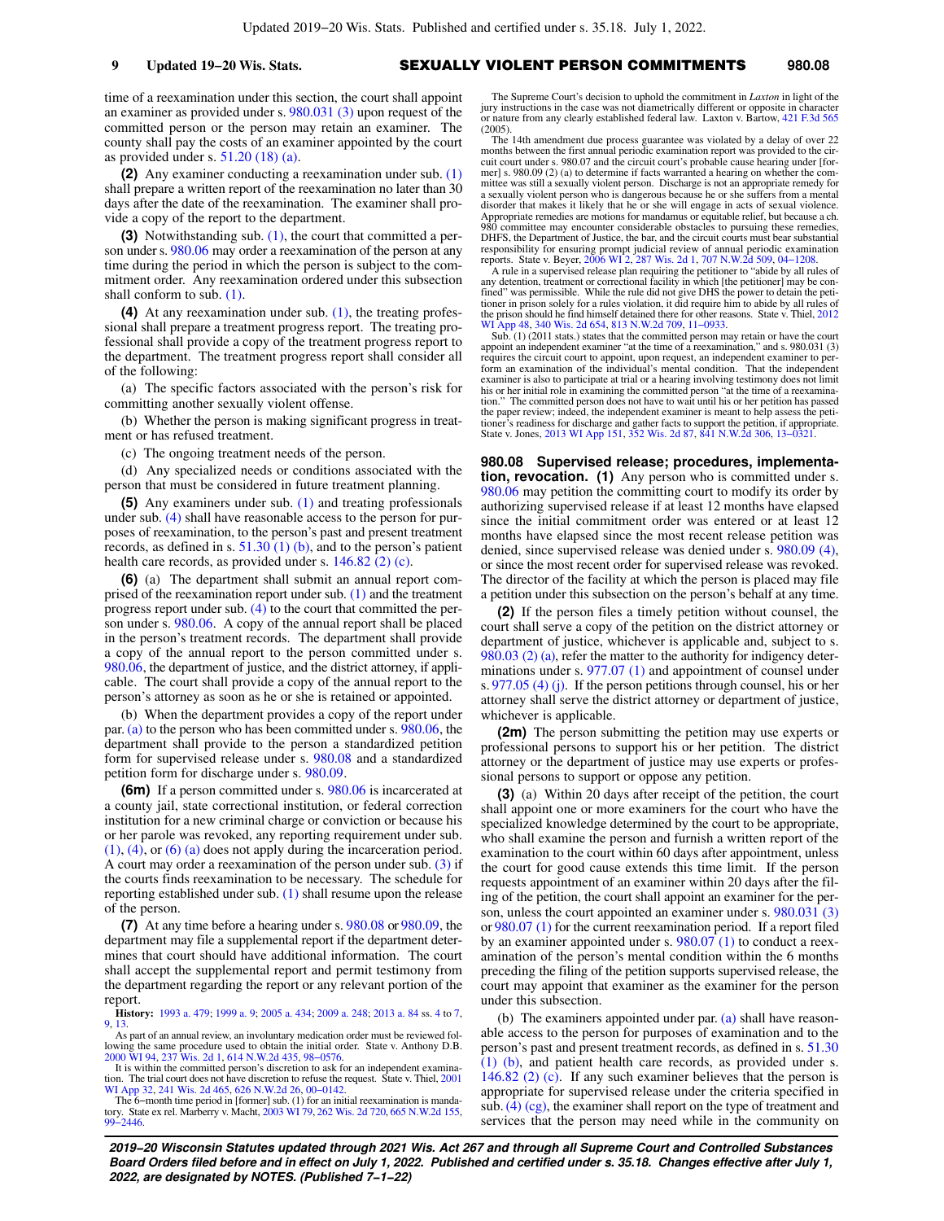time of a reexamination under this section, the court shall appoint an examiner as provided under s. 980.031 (3) upon request of the committed person or the person may retain an examiner. The county shall pay the costs of an examiner appointed by the court as provided under s. 51.20 (18) (a).

**(2)** Any examiner conducting a reexamination under sub. (1) shall prepare a written report of the reexamination no later than 30 days after the date of the reexamination. The examiner shall provide a copy of the report to the department.

**(3)** Notwithstanding sub. (1), the court that committed a person under s. 980.06 may order a reexamination of the person at any time during the period in which the person is subject to the commitment order. Any reexamination ordered under this subsection shall conform to sub. (1).

**(4)** At any reexamination under sub. (1), the treating professional shall prepare a treatment progress report. The treating professional shall provide a copy of the treatment progress report to the department. The treatment progress report shall consider all of the following:

(a) The specific factors associated with the person's risk for committing another sexually violent offense.

(b) Whether the person is making significant progress in treatment or has refused treatment.

(c) The ongoing treatment needs of the person.

(d) Any specialized needs or conditions associated with the person that must be considered in future treatment planning.

**(5)** Any examiners under sub. (1) and treating professionals under sub. (4) shall have reasonable access to the person for purposes of reexamination, to the person's past and present treatment records, as defined in s. 51.30 (1) (b), and to the person's patient health care records, as provided under s. 146.82 (2) (c).

**(6)** (a) The department shall submit an annual report comprised of the reexamination report under sub. (1) and the treatment progress report under sub. (4) to the court that committed the person under s. 980.06. A copy of the annual report shall be placed in the person's treatment records. The department shall provide a copy of the annual report to the person committed under s. 980.06, the department of justice, and the district attorney, if applicable. The court shall provide a copy of the annual report to the person's attorney as soon as he or she is retained or appointed.

(b) When the department provides a copy of the report under par. (a) to the person who has been committed under s. 980.06, the department shall provide to the person a standardized petition form for supervised release under s. 980.08 and a standardized petition form for discharge under s. 980.09.

**(6m)** If a person committed under s. 980.06 is incarcerated at a county jail, state correctional institution, or federal correction institution for a new criminal charge or conviction or because his or her parole was revoked, any reporting requirement under sub. (1), (4), or (6) (a) does not apply during the incarceration period. A court may order a reexamination of the person under sub. (3) if the courts finds reexamination to be necessary. The schedule for reporting established under sub. (1) shall resume upon the release of the person.

**(7)** At any time before a hearing under s. 980.08 or 980.09, the department may file a supplemental report if the department determines that court should have additional information. The court shall accept the supplemental report and permit testimony from the department regarding the report or any relevant portion of the report.

**History:** 1993 a. 479; 1999 a. 9; 2005 a. 434; 2009 a. 248; 2013 a. 84 ss. 4 to 7, 9, 13.

As part of an annual review, an involuntary medication order must be reviewed following the same procedure used to obtain the initial order. State v. Anthony D.B. 2000 WI 94, 237 Wis. 2d 1, 614 N.W.2d 435, 98–0576.

It is within the committed person's discretion to ask for an independent examination. The trial court does not have discretion to refuse the request. State v. Thiel, 2001 WI App 32, 241 Wis. 2d 465, 626 N.W.2d 26, 00–0142.

The 6–month time period in [former] sub. (1) for an initial reexamination is mandatory. State ex rel. Marberry v. Macht, 2003 WI 79, 262 Wis. 2d 720, 665 N.W.2d 155, 99–2446.

The Supreme Court's decision to uphold the commitment in *Laxton* in light of the jury instructions in the case was not diametrically different or opposite in character or nature from any clearly established federal law. Laxton v. Bartow, 421 F.3d 565 (2005).

The 14th amendment due process guarantee was violated by a delay of over 22 months between the first annual periodic examination report was provided to the circuit court under s. 980.07 and the circuit court's probable cause hearing under [former] s. 980.09 (2) (a) to determine if facts warranted a hearing on whether the committee was still a sexually violent person. Discharge is not an appropriate remedy for a sexually violent person who is dangerous because he or she suffers from a mental disorder that makes it likely that he or she will engage in acts of sexual violence. Appropriate remedies are motions for mandamus or equitable relief, but because a ch. 980 committee may encounter considerable obstacles to pursuing these remedies, DHFS, the Department of Justice, the bar, and the circuit courts must bear substantial responsibility for ensuring prompt judicial review of annual periodic examination reports. State v. Beyer, 2006 WI 2, 287 Wis. 2d 1, 707 N.W.2d 509, 04–1208.

A rule in a supervised release plan requiring the petitioner to "abide by all rules of any detention, treatment or correctional facility in which [the petitioner] may be confined" was permissible. While the rule did not give DHS the power to detain the petitioner in prison solely for a rules violation, it did require him to abide by all rules of the prison should he find himself detained there for other reasons. State v. Thiel, 2012 WI App 48, 340 Wis. 2d 654, 813 N.W.2d 709, 11–0933.

Sub. (1) (2011 stats.) states that the committed person may retain or have the court appoint an independent examiner "at the time of a reexamination," and s. 980.031 (3) requires the circuit court to appoint, upon request, an independent examiner to perform an examination of the individual's mental condition. That the independent examiner is also to participate at trial or a hearing involving testimony does not limit his or her initial role in examining the committed person "at the time of a reexamination." The committed person does not have to wait until his or her petition has passed the paper review; indeed, the independent examiner is meant to help assess the petitioner's readiness for discharge and gather facts to support the petition, if appropriate. State v. Jones, 2013 WI App 151, 352 Wis. 2d 87, 841 N.W.2d 306, 13–0321.

**980.08 Supervised release; procedures, implementation, revocation.** **(1)** Any person who is committed under s. 980.06 may petition the committing court to modify its order by authorizing supervised release if at least 12 months have elapsed since the initial commitment order was entered or at least 12 months have elapsed since the most recent release petition was denied, since supervised release was denied under s. 980.09 (4), or since the most recent order for supervised release was revoked. The director of the facility at which the person is placed may file a petition under this subsection on the person's behalf at any time.

**(2)** If the person files a timely petition without counsel, the court shall serve a copy of the petition on the district attorney or department of justice, whichever is applicable and, subject to s. 980.03 (2) (a), refer the matter to the authority for indigency determinations under s. 977.07 (1) and appointment of counsel under s. 977.05 (4) (j). If the person petitions through counsel, his or her attorney shall serve the district attorney or department of justice, whichever is applicable.

**(2m)** The person submitting the petition may use experts or professional persons to support his or her petition. The district attorney or the department of justice may use experts or professional persons to support or oppose any petition.

**(3)** (a) Within 20 days after receipt of the petition, the court shall appoint one or more examiners for the court who have the specialized knowledge determined by the court to be appropriate, who shall examine the person and furnish a written report of the examination to the court within 60 days after appointment, unless the court for good cause extends this time limit. If the person requests appointment of an examiner within 20 days after the filing of the petition, the court shall appoint an examiner for the person, unless the court appointed an examiner under s. 980.031 (3) or 980.07 (1) for the current reexamination period. If a report filed by an examiner appointed under s. 980.07 (1) to conduct a reexamination of the person's mental condition within the 6 months preceding the filing of the petition supports supervised release, the court may appoint that examiner as the examiner for the person under this subsection.

(b) The examiners appointed under par. (a) shall have reasonable access to the person for purposes of examination and to the person's past and present treatment records, as defined in s. 51.30 (1) (b), and patient health care records, as provided under s. 146.82 (2) (c). If any such examiner believes that the person is appropriate for supervised release under the criteria specified in sub. (4) (cg), the examiner shall report on the type of treatment and services that the person may need while in the community on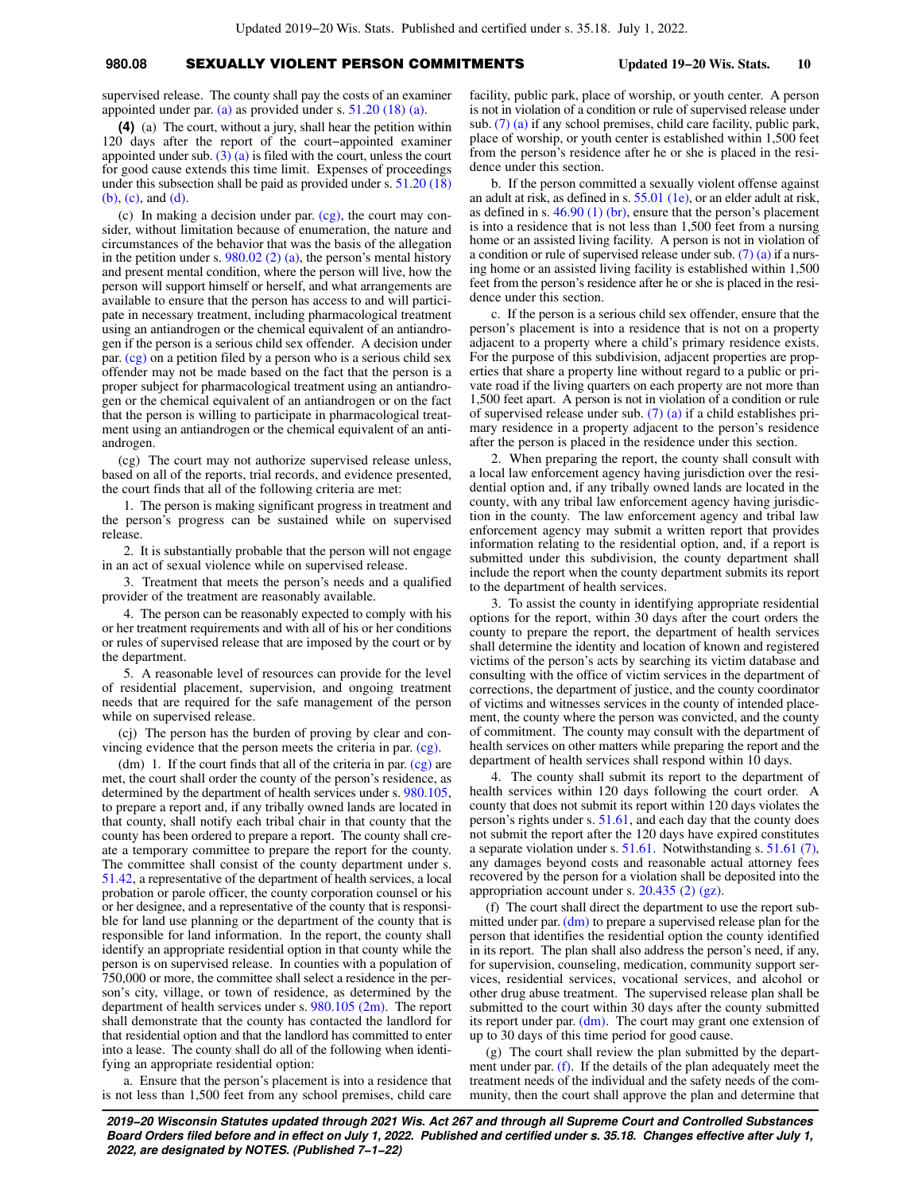supervised release. The county shall pay the costs of an examiner appointed under par. (a) as provided under s. 51.20 (18) (a).

**(4)** (a) The court, without a jury, shall hear the petition within 120 days after the report of the court−appointed examiner appointed under sub. (3) (a) is filed with the court, unless the court for good cause extends this time limit. Expenses of proceedings under this subsection shall be paid as provided under s. 51.20 (18) (b), (c), and (d).

(c) In making a decision under par. (cg), the court may consider, without limitation because of enumeration, the nature and circumstances of the behavior that was the basis of the allegation in the petition under s. 980.02 (2) (a), the person's mental history and present mental condition, where the person will live, how the person will support himself or herself, and what arrangements are available to ensure that the person has access to and will participate in necessary treatment, including pharmacological treatment using an antiandrogen or the chemical equivalent of an antiandrogen if the person is a serious child sex offender. A decision under par. (cg) on a petition filed by a person who is a serious child sex offender may not be made based on the fact that the person is a proper subject for pharmacological treatment using an antiandrogen or the chemical equivalent of an antiandrogen or on the fact that the person is willing to participate in pharmacological treatment using an antiandrogen or the chemical equivalent of an antiandrogen.

(cg) The court may not authorize supervised release unless, based on all of the reports, trial records, and evidence presented, the court finds that all of the following criteria are met:

1. The person is making significant progress in treatment and the person's progress can be sustained while on supervised release.

2. It is substantially probable that the person will not engage in an act of sexual violence while on supervised release.

3. Treatment that meets the person's needs and a qualified provider of the treatment are reasonably available.

4. The person can be reasonably expected to comply with his or her treatment requirements and with all of his or her conditions or rules of supervised release that are imposed by the court or by the department.

5. A reasonable level of resources can provide for the level of residential placement, supervision, and ongoing treatment needs that are required for the safe management of the person while on supervised release.

(cj) The person has the burden of proving by clear and convincing evidence that the person meets the criteria in par. (cg).

(dm) 1. If the court finds that all of the criteria in par. (cg) are met, the court shall order the county of the person's residence, as determined by the department of health services under s. 980.105, to prepare a report and, if any tribally owned lands are located in that county, shall notify each tribal chair in that county that the county has been ordered to prepare a report. The county shall create a temporary committee to prepare the report for the county. The committee shall consist of the county department under s. 51.42, a representative of the department of health services, a local probation or parole officer, the county corporation counsel or his or her designee, and a representative of the county that is responsible for land use planning or the department of the county that is responsible for land information. In the report, the county shall identify an appropriate residential option in that county while the person is on supervised release. In counties with a population of 750,000 or more, the committee shall select a residence in the person's city, village, or town of residence, as determined by the department of health services under s. 980.105 (2m). The report shall demonstrate that the county has contacted the landlord for that residential option and that the landlord has committed to enter into a lease. The county shall do all of the following when identifying an appropriate residential option:

a. Ensure that the person's placement is into a residence that is not less than 1,500 feet from any school premises, child care facility, public park, place of worship, or youth center. A person is not in violation of a condition or rule of supervised release under sub. (7) (a) if any school premises, child care facility, public park, place of worship, or youth center is established within 1,500 feet from the person's residence after he or she is placed in the residence under this section.

b. If the person committed a sexually violent offense against an adult at risk, as defined in s. 55.01 (1e), or an elder adult at risk, as defined in s. 46.90 (1) (br), ensure that the person's placement is into a residence that is not less than 1,500 feet from a nursing home or an assisted living facility. A person is not in violation of a condition or rule of supervised release under sub. (7) (a) if a nursing home or an assisted living facility is established within 1,500 feet from the person's residence after he or she is placed in the residence under this section.

c. If the person is a serious child sex offender, ensure that the person's placement is into a residence that is not on a property adjacent to a property where a child's primary residence exists. For the purpose of this subdivision, adjacent properties are properties that share a property line without regard to a public or private road if the living quarters on each property are not more than 1,500 feet apart. A person is not in violation of a condition or rule of supervised release under sub. (7) (a) if a child establishes primary residence in a property adjacent to the person's residence after the person is placed in the residence under this section.

2. When preparing the report, the county shall consult with a local law enforcement agency having jurisdiction over the residential option and, if any tribally owned lands are located in the county, with any tribal law enforcement agency having jurisdiction in the county. The law enforcement agency and tribal law enforcement agency may submit a written report that provides information relating to the residential option, and, if a report is submitted under this subdivision, the county department shall include the report when the county department submits its report to the department of health services.

3. To assist the county in identifying appropriate residential options for the report, within 30 days after the court orders the county to prepare the report, the department of health services shall determine the identity and location of known and registered victims of the person's acts by searching its victim database and consulting with the office of victim services in the department of corrections, the department of justice, and the county coordinator of victims and witnesses services in the county of intended placement, the county where the person was convicted, and the county of commitment. The county may consult with the department of health services on other matters while preparing the report and the department of health services shall respond within 10 days.

4. The county shall submit its report to the department of health services within 120 days following the court order. A county that does not submit its report within 120 days violates the person's rights under s. 51.61, and each day that the county does not submit the report after the 120 days have expired constitutes a separate violation under s. 51.61. Notwithstanding s. 51.61 (7), any damages beyond costs and reasonable actual attorney fees recovered by the person for a violation shall be deposited into the appropriation account under s. 20.435 (2) (gz).

(f) The court shall direct the department to use the report submitted under par. (dm) to prepare a supervised release plan for the person that identifies the residential option the county identified in its report. The plan shall also address the person's need, if any, for supervision, counseling, medication, community support services, residential services, vocational services, and alcohol or other drug abuse treatment. The supervised release plan shall be submitted to the court within 30 days after the county submitted its report under par. (dm). The court may grant one extension of up to 30 days of this time period for good cause.

(g) The court shall review the plan submitted by the department under par. (f). If the details of the plan adequately meet the treatment needs of the individual and the safety needs of the community, then the court shall approve the plan and determine that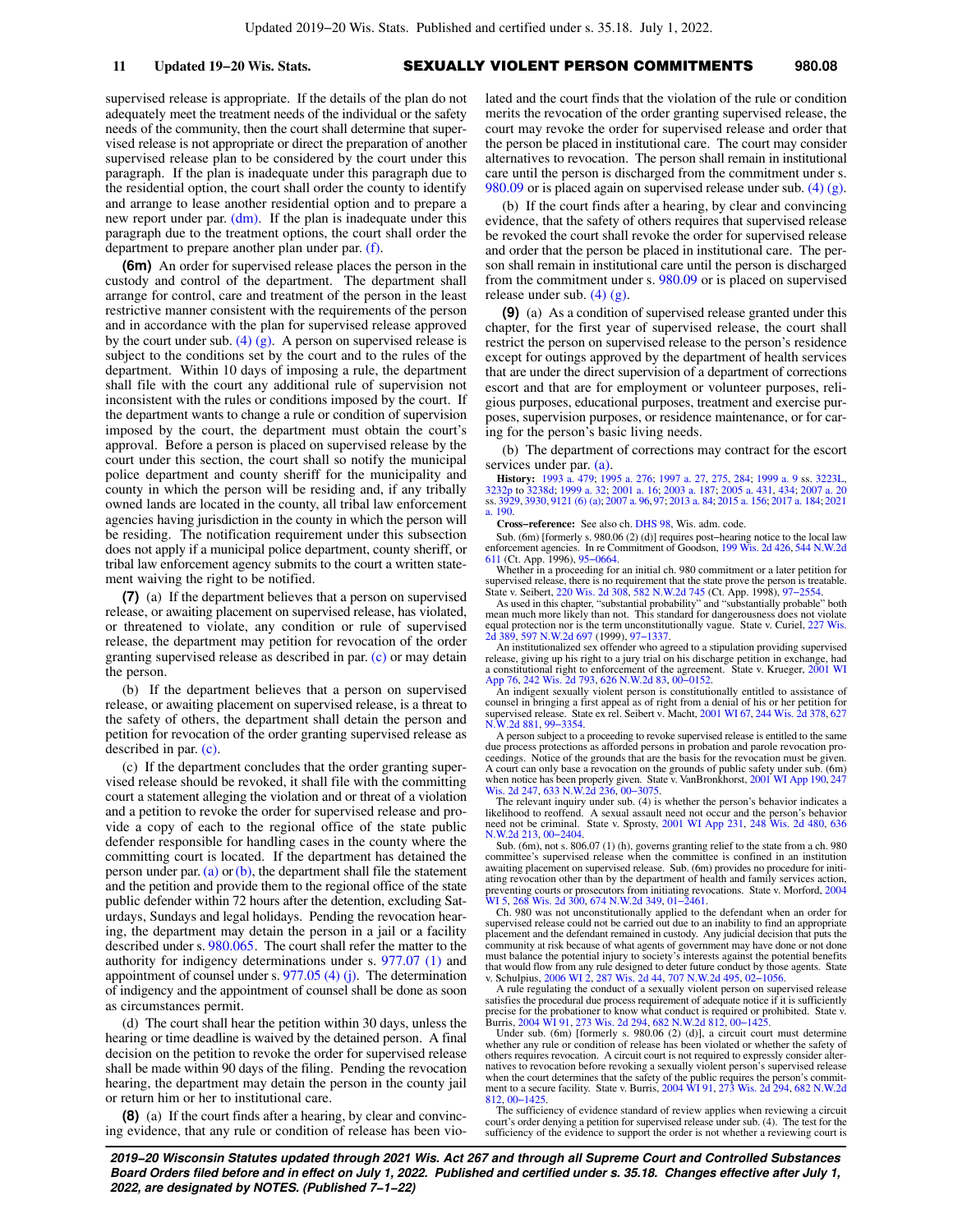supervised release is appropriate. If the details of the plan do not adequately meet the treatment needs of the individual or the safety needs of the community, then the court shall determine that supervised release is not appropriate or direct the preparation of another supervised release plan to be considered by the court under this paragraph. If the plan is inadequate under this paragraph due to the residential option, the court shall order the county to identify and arrange to lease another residential option and to prepare a new report under par. (dm). If the plan is inadequate under this paragraph due to the treatment options, the court shall order the department to prepare another plan under par. (f).

**(6m)** An order for supervised release places the person in the custody and control of the department. The department shall arrange for control, care and treatment of the person in the least restrictive manner consistent with the requirements of the person and in accordance with the plan for supervised release approved by the court under sub. (4) (g). A person on supervised release is subject to the conditions set by the court and to the rules of the department. Within 10 days of imposing a rule, the department shall file with the court any additional rule of supervision not inconsistent with the rules or conditions imposed by the court. If the department wants to change a rule or condition of supervision imposed by the court, the department must obtain the court's approval. Before a person is placed on supervised release by the court under this section, the court shall so notify the municipal police department and county sheriff for the municipality and county in which the person will be residing and, if any tribally owned lands are located in the county, all tribal law enforcement agencies having jurisdiction in the county in which the person will be residing. The notification requirement under this subsection does not apply if a municipal police department, county sheriff, or tribal law enforcement agency submits to the court a written statement waiving the right to be notified.

**(7)** (a) If the department believes that a person on supervised release, or awaiting placement on supervised release, has violated, or threatened to violate, any condition or rule of supervised release, the department may petition for revocation of the order granting supervised release as described in par. (c) or may detain the person.

(b) If the department believes that a person on supervised release, or awaiting placement on supervised release, is a threat to the safety of others, the department shall detain the person and petition for revocation of the order granting supervised release as described in par. (c).

(c) If the department concludes that the order granting supervised release should be revoked, it shall file with the committing court a statement alleging the violation and or threat of a violation and a petition to revoke the order for supervised release and provide a copy of each to the regional office of the state public defender responsible for handling cases in the county where the committing court is located. If the department has detained the person under par. (a) or (b), the department shall file the statement and the petition and provide them to the regional office of the state public defender within 72 hours after the detention, excluding Saturdays, Sundays and legal holidays. Pending the revocation hearing, the department may detain the person in a jail or a facility described under s. 980.065. The court shall refer the matter to the authority for indigency determinations under s. 977.07 (1) and appointment of counsel under s. 977.05 (4) (j). The determination of indigency and the appointment of counsel shall be done as soon as circumstances permit.

(d) The court shall hear the petition within 30 days, unless the hearing or time deadline is waived by the detained person. A final decision on the petition to revoke the order for supervised release shall be made within 90 days of the filing. Pending the revocation hearing, the department may detain the person in the county jail or return him or her to institutional care.

**(8)** (a) If the court finds after a hearing, by clear and convincing evidence, that any rule or condition of release has been violated and the court finds that the violation of the rule or condition merits the revocation of the order granting supervised release, the court may revoke the order for supervised release and order that the person be placed in institutional care. The court may consider alternatives to revocation. The person shall remain in institutional care until the person is discharged from the commitment under s. 980.09 or is placed again on supervised release under sub. (4) (g).

(b) If the court finds after a hearing, by clear and convincing evidence, that the safety of others requires that supervised release be revoked the court shall revoke the order for supervised release and order that the person be placed in institutional care. The person shall remain in institutional care until the person is discharged from the commitment under s. 980.09 or is placed on supervised release under sub. (4) (g).

**(9)** (a) As a condition of supervised release granted under this chapter, for the first year of supervised release, the court shall restrict the person on supervised release to the person's residence except for outings approved by the department of health services that are under the direct supervision of a department of corrections escort and that are for employment or volunteer purposes, religious purposes, educational purposes, treatment and exercise purposes, supervision purposes, or residence maintenance, or for caring for the person's basic living needs.

(b) The department of corrections may contract for the escort services under par. (a).

**History:** 1993 a. 479; 1995 a. 276; 1997 a. 27, 275, 284; 1999 a. 9 ss. 3223L, 3232p to 3238d; 1999 a. 32; 2001 a. 16; 2003 a. 187; 2005 a. 431, 434; 2007 a. 20 ss. 3929, 3930, 9121 (6) (a); 2007 a. 96, 97; 2013 a. 84; 2015 a. 156; 2017 a. 184; 2021 a. 190.

**Cross-reference:** See also ch. DHS 98, Wis. adm. code.

Sub. (6m) [formerly s. 980.06 (2) (d)] requires post-hearing notice to the local law enforcement agencies. In re Commitment of Goodson, 199 Wis. 2d 426, 544 N.W.2d 611 (Ct. App. 1996), 95-0664.

Whether in a proceeding for an initial ch. 980 commitment or a later petition for supervised release, there is no requirement that the state prove the person is treatable. State v. Seibert, 220 Wis. 2d 308, 582 N.W.2d 745 (Ct. App. 1998), 97-2554.

As used in this chapter, "substantial probability" and "substantially probable" both mean much more likely than not. This standard for dangerousness does not violate equal protection nor is the term unconstitutionally vague. State v. Curiel, 227 Wis. 2d 389, 597 N.W.2d 697 (1999), 97-1337.

An institutionalized sex offender who agreed to a stipulation providing supervised release, giving up his right to a jury trial on his discharge petition in exchange, had a constitutional right to enforcement of the agreement. State v. Krueger, 2001 WI App 76, 242 Wis. 2d 793, 626 N.W.2d 83, 00-0152.

An indigent sexually violent person is constitutionally entitled to assistance of counsel in bringing a first appeal as of right from a denial of his or her petition for supervised release. State ex rel. Seibert v. Macht, 2001 WI 67, 244 Wis. 2d 378, 627 N.W.2d 881, 99-3354.

A person subject to a proceeding to revoke supervised release is entitled to the same due process protections as afforded persons in probation and parole revocation proceedings. Notice of the grounds that are the basis for the revocation must be given. A court can only base a revocation on the grounds of public safety under sub. (6m) when notice has been properly given. State v. VanBronkhorst, 2001 WI App 190, 247 Wis. 2d 247, 633 N.W.2d 236, 00-3075.

The relevant inquiry under sub. (4) is whether the person's behavior indicates a likelihood to reoffend. A sexual assault need not occur and the person's behavior need not be criminal. State v. Sprosty, 2001 WI App 231, 248 Wis. 2d 480, 636 N.W.2d 213, 00-2404.

Sub. (6m), not s. 806.07 (1) (h), governs granting relief to the state from a ch. 980 committee's supervised release when the committee is confined in an institution awaiting placement on supervised release. Sub. (6m) provides no procedure for initiating revocation other than by the department of health and family services action, preventing courts or prosecutors from initiating revocations. State v. Morford, 2004 WI 5, 268 Wis. 2d 300, 674 N.W.2d 349, 01-2461.

Ch. 980 was not unconstitutionally applied to the defendant when an order for supervised release could not be carried out due to an inability to find an appropriate placement and the defendant remained in custody. Any judicial decision that puts the community at risk because of what agents of government may have done or not done must balance the potential injury to society's interests against the potential benefits that would flow from any rule designed to deter future conduct by those agents. State v. Schulpius, 2006 WI 2, 287 Wis. 2d 44, 707 N.W.2d 495, 02-1056.

A rule regulating the conduct of a sexually violent person on supervised release satisfies the procedural due process requirement of adequate notice if it is sufficiently precise for the probationer to know what conduct is required or prohibited. State v. Burris, 2004 WI 91, 273 Wis. 2d 294, 682 N.W.2d 812, 00-1425.

Under sub. (6m) [formerly s. 980.06 (2) (d)], a circuit court must determine whether any rule or condition of release has been violated or whether the safety of others requires revocation. A circuit court is not required to expressly consider alternatives to revocation before revoking a sexually violent person's supervised release when the court determines that the safety of the public requires the person's commitment to a secure facility. State v. Burris, 2004 WI 91, 273 Wis. 2d 294, 682 N.W.2d 812, 00-1425.

The sufficiency of evidence standard of review applies when reviewing a circuit court's order denying a petition for supervised release under sub. (4). The test for the sufficiency of the evidence to support the order is not whether a reviewing court is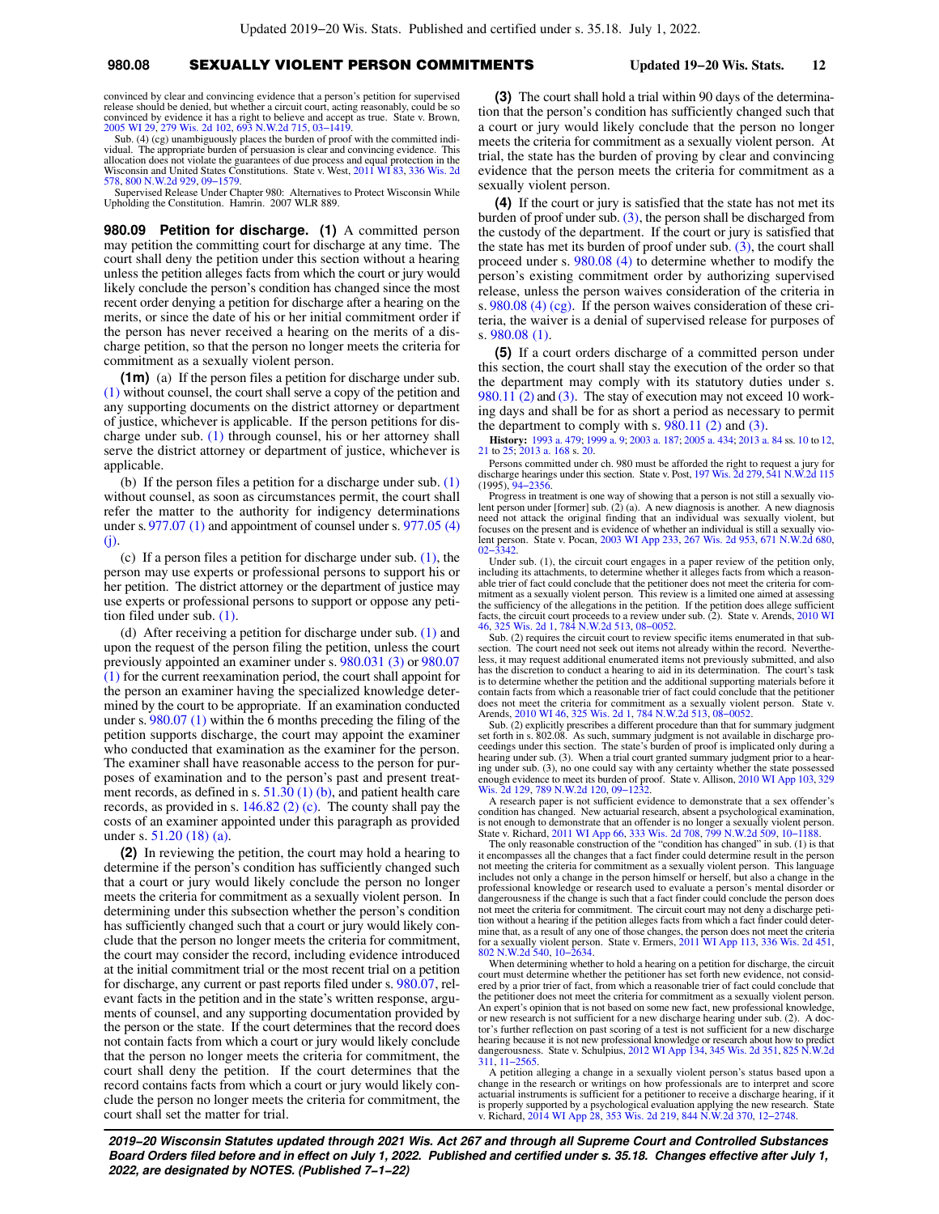convinced by clear and convincing evidence that a person's petition for supervised release should be denied, but whether a circuit court, acting reasonably, could be so convinced by evidence it has a right to believe and accept as true. State v. Brown, 2005 WI 29, 279 Wis. 2d 102, 693 N.W.2d 715, 03−1419.

Sub. (4) (cg) unambiguously places the burden of proof with the committed individual. The appropriate burden of persuasion is clear and convincing evidence. This allocation does not violate the guarantees of due process and equal protection in the Wisconsin and United States Constitutions. State v. West, 2011 WI 83, 336 Wis. 2d 578, 800 N.W.2d 929, 09−1579.

Supervised Release Under Chapter 980: Alternatives to Protect Wisconsin While Upholding the Constitution. Hamrin. 2007 WLR 889.

**980.09 Petition for discharge. (1)** A committed person may petition the committing court for discharge at any time. The court shall deny the petition under this section without a hearing unless the petition alleges facts from which the court or jury would likely conclude the person's condition has changed since the most recent order denying a petition for discharge after a hearing on the merits, or since the date of his or her initial commitment order if the person has never received a hearing on the merits of a discharge petition, so that the person no longer meets the criteria for commitment as a sexually violent person.

**(1m)** (a) If the person files a petition for discharge under sub. (1) without counsel, the court shall serve a copy of the petition and any supporting documents on the district attorney or department of justice, whichever is applicable. If the person petitions for discharge under sub. (1) through counsel, his or her attorney shall serve the district attorney or department of justice, whichever is applicable.

(b) If the person files a petition for a discharge under sub. (1) without counsel, as soon as circumstances permit, the court shall refer the matter to the authority for indigency determinations under s. 977.07 (1) and appointment of counsel under s. 977.05 (4) (j).

(c) If a person files a petition for discharge under sub. (1), the person may use experts or professional persons to support his or her petition. The district attorney or the department of justice may use experts or professional persons to support or oppose any petition filed under sub. (1).

(d) After receiving a petition for discharge under sub. (1) and upon the request of the person filing the petition, unless the court previously appointed an examiner under s. 980.031 (3) or 980.07 (1) for the current reexamination period, the court shall appoint for the person an examiner having the specialized knowledge determined by the court to be appropriate. If an examination conducted under s. 980.07 (1) within the 6 months preceding the filing of the petition supports discharge, the court may appoint the examiner who conducted that examination as the examiner for the person. The examiner shall have reasonable access to the person for purposes of examination and to the person's past and present treatment records, as defined in s. 51.30 (1) (b), and patient health care records, as provided in s. 146.82 (2) (c). The county shall pay the costs of an examiner appointed under this paragraph as provided under s. 51.20 (18) (a).

**(2)** In reviewing the petition, the court may hold a hearing to determine if the person's condition has sufficiently changed such that a court or jury would likely conclude the person no longer meets the criteria for commitment as a sexually violent person. In determining under this subsection whether the person's condition has sufficiently changed such that a court or jury would likely conclude that the person no longer meets the criteria for commitment, the court may consider the record, including evidence introduced at the initial commitment trial or the most recent trial on a petition for discharge, any current or past reports filed under s. 980.07, relevant facts in the petition and in the state's written response, arguments of counsel, and any supporting documentation provided by the person or the state. If the court determines that the record does not contain facts from which a court or jury would likely conclude that the person no longer meets the criteria for commitment, the court shall deny the petition. If the court determines that the record contains facts from which a court or jury would likely conclude the person no longer meets the criteria for commitment, the court shall set the matter for trial.

**(3)** The court shall hold a trial within 90 days of the determination that the person's condition has sufficiently changed such that a court or jury would likely conclude that the person no longer meets the criteria for commitment as a sexually violent person. At trial, the state has the burden of proving by clear and convincing evidence that the person meets the criteria for commitment as a sexually violent person.

**(4)** If the court or jury is satisfied that the state has not met its burden of proof under sub. (3), the person shall be discharged from the custody of the department. If the court or jury is satisfied that the state has met its burden of proof under sub. (3), the court shall proceed under s. 980.08 (4) to determine whether to modify the person's existing commitment order by authorizing supervised release, unless the person waives consideration of the criteria in s. 980.08 (4) (cg). If the person waives consideration of these criteria, the waiver is a denial of supervised release for purposes of s. 980.08 (1).

**(5)** If a court orders discharge of a committed person under this section, the court shall stay the execution of the order so that the department may comply with its statutory duties under s. 980.11 (2) and (3). The stay of execution may not exceed 10 working days and shall be for as short a period as necessary to permit the department to comply with s. 980.11 (2) and (3).

**History:** 1993 a. 479; 1999 a. 9; 2003 a. 187; 2005 a. 434; 2013 a. 84 ss. 10 to 12, 21 to 25; 2013 a. 168 s. 20.

Persons committed under ch. 980 must be afforded the right to request a jury for discharge hearings under this section. State v. Post, 197 Wis. 2d 279, 541 N.W.2d 115 (1995), 94−2356.

Progress in treatment is one way of showing that a person is not still a sexually violent person under [former] sub. (2) (a). A new diagnosis is another. A new diagnosis need not attack the original finding that an individual was sexually violent, but focuses on the present and is evidence of whether an individual is still a sexually violent person. State v. Pocan, 2003 WI App 233, 267 Wis. 2d 953, 671 N.W.2d 680, 02−3342.

Under sub. (1), the circuit court engages in a paper review of the petition only, including its attachments, to determine whether it alleges facts from which a reasonable trier of fact could conclude that the petitioner does not meet the criteria for commitment as a sexually violent person. This review is a limited one aimed at assessing the sufficiency of the allegations in the petition. If the petition does allege sufficient facts, the circuit court proceeds to a review under sub. (2). State v. Arends, 2010 WI 46, 325 Wis. 2d 1, 784 N.W.2d 513, 08−0052.

Sub. (2) requires the circuit court to review specific items enumerated in that subsection. The court need not seek out items not already within the record. Nevertheless, it may request additional enumerated items not previously submitted, and also has the discretion to conduct a hearing to aid in its determination. The court's task is to determine whether the petition and the additional supporting materials before it contain facts from which a reasonable trier of fact could conclude that the petitioner does not meet the criteria for commitment as a sexually violent person. State v. Arends, 2010 WI 46, 325 Wis. 2d 1, 784 N.W.2d 513, 08−0052.

Sub. (2) explicitly prescribes a different procedure than that for summary judgment set forth in s. 802.08. As such, summary judgment is not available in discharge proceedings under this section. The state's burden of proof is implicated only during a hearing under sub. (3). When a trial court granted summary judgment prior to a hearing under sub. (3), no one could say with any certainty whether the state possessed enough evidence to meet its burden of proof. State v. Allison, 2010 WI App 103, 329 Wis. 2d 129, 789 N.W.2d 120, 09−1232.

A research paper is not sufficient evidence to demonstrate that a sex offender's condition has changed. New actuarial research, absent a psychological examination, is not enough to demonstrate that an offender is no longer a sexually violent person. State v. Richard, 2011 WI App 66, 333 Wis. 2d 708, 799 N.W.2d 509, 10−1188.

The only reasonable construction of the "condition has changed" in sub. (1) is that it encompasses all the changes that a fact finder could determine result in the person not meeting the criteria for commitment as a sexually violent person. This language includes not only a change in the person himself or herself, but also a change in the professional knowledge or research used to evaluate a person's mental disorder or dangerousness if the change is such that a fact finder could conclude the person does not meet the criteria for commitment. The circuit court may not deny a discharge petition without a hearing if the petition alleges facts from which a fact finder could determine that, as a result of any one of those changes, the person does not meet the criteria for a sexually violent person. State v. Ermers, 2011 WI App 113, 336 Wis. 2d 451, 802 N.W.2d 540, 10−2634.

When determining whether to hold a hearing on a petition for discharge, the circuit court must determine whether the petitioner has set forth new evidence, not considered by a prior trier of fact, from which a reasonable trier of fact could conclude that the petitioner does not meet the criteria for commitment as a sexually violent person. An expert's opinion that is not based on some new fact, new professional knowledge, or new research is not sufficient for a new discharge hearing under sub. (2). A doctor's further reflection on past scoring of a test is not sufficient for a new discharge hearing because it is not new professional knowledge or research about how to predict dangerousness. State v. Schulpius, 2012 WI App 134, 345 Wis. 2d 351, 825 N.W.2d 311, 11−2565.

A petition alleging a change in a sexually violent person's status based upon a change in the research or writings on how professionals are to interpret and score actuarial instruments is sufficient for a petitioner to receive a discharge hearing, if it is properly supported by a psychological evaluation applying the new research. State v. Richard, 2014 WI App 28, 353 Wis. 2d 219, 844 N.W.2d 370, 12−2748.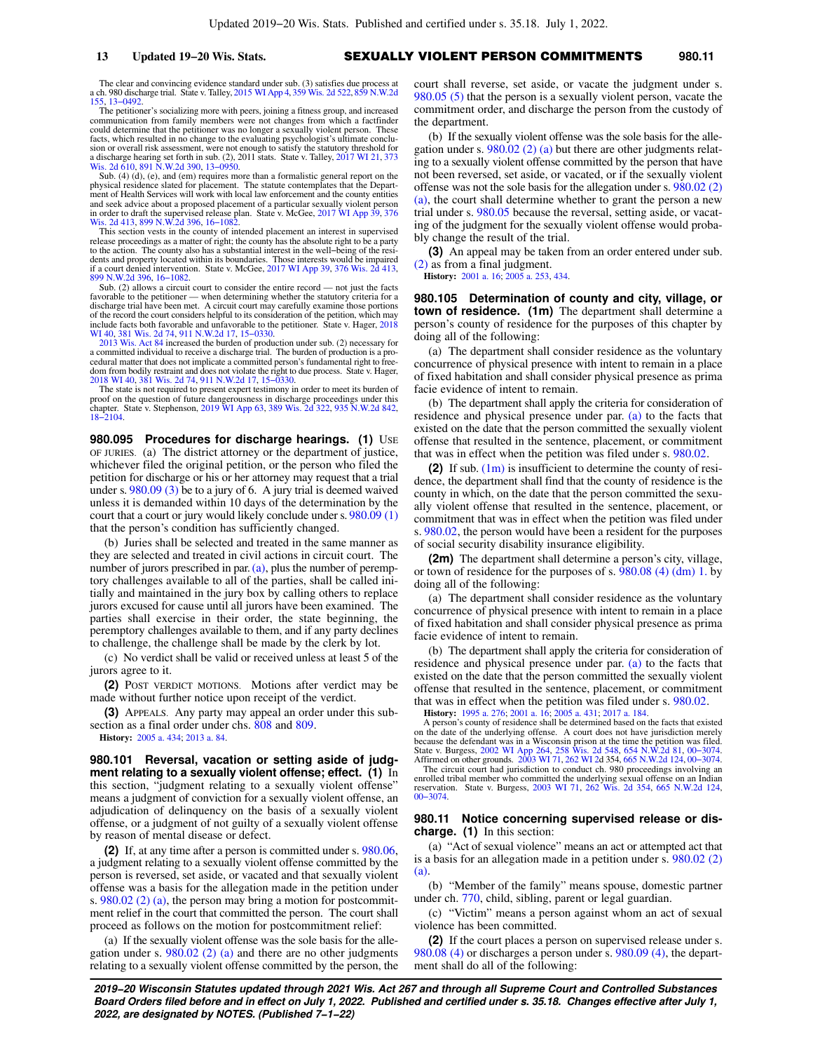The clear and convincing evidence standard under sub. (3) satisfies due process at a ch. 980 discharge trial. State v. Talley, 2015 WI App 4, 359 Wis. 2d 522, 859 N.W.2d 155, 13−0492.

The petitioner's socializing more with peers, joining a fitness group, and increased communication from family members were not changes from which a factfinder could determine that the petitioner was no longer a sexually violent person. These facts, which resulted in no change to the evaluating psychologist's ultimate conclusion or overall risk assessment, were not enough to satisfy the statutory threshold for a discharge hearing set forth in sub. (2), 2011 stats. State v. Talley, 2017 WI 21, 373 Wis. 2d 610, 891 N.W.2d 390, 13−0950.

Sub. (4) (d), (e), and (em) requires more than a formalistic general report on the physical residence slated for placement. The statute contemplates that the Department of Health Services will work with local law enforcement and the county entities and seek advice about a proposed placement of a particular sexually violent person in order to draft the supervised release plan. State v. McGee, 2017 WI App 39, 376 Wis. 2d 413, 899 N.W.2d 396, 16−1082.

This section vests in the county of intended placement an interest in supervised release proceedings as a matter of right; the county has the absolute right to be a party to the action. The county also has a substantial interest in the well−being of the residents and property located within its boundaries. Those interests would be impaired if a court denied intervention. State v. McGee, 2017 WI App 39, 376 Wis. 2d 413, 899 N.W.2d 396, 16−1082.

Sub. (2) allows a circuit court to consider the entire record — not just the facts favorable to the petitioner — when determining whether the statutory criteria for a discharge trial have been met. A circuit court may carefully examine those portions of the record the court considers helpful to its consideration of the petition, which may include facts both favorable and unfavorable to the petitioner. State v. Hager, 2018 WI 40, 381 Wis. 2d 74, 911 N.W.2d 17, 15−0330.

2013 Wis. Act 84 increased the burden of production under sub. (2) necessary for a committed individual to receive a discharge trial. The burden of production is a procedural matter that does not implicate a committed person's fundamental right to freedom from bodily restraint and does not violate the right to due process. State v. Hager, 2018 WI 40, 381 Wis. 2d 74, 911 N.W.2d 17, 15−0330.

The state is not required to present expert testimony in order to meet its burden of proof on the question of future dangerousness in discharge proceedings under this chapter. State v. Stephenson, 2019 WI App 63, 389 Wis. 2d 322, 935 N.W.2d 842, 18−2104.

**980.095 Procedures for discharge hearings.** **(1)** USE OF JURIES. (a) The district attorney or the department of justice, whichever filed the original petition, or the person who filed the petition for discharge or his or her attorney may request that a trial under s. 980.09 (3) be to a jury of 6. A jury trial is deemed waived unless it is demanded within 10 days of the determination by the court that a court or jury would likely conclude under s. 980.09 (1) that the person's condition has sufficiently changed.

(b) Juries shall be selected and treated in the same manner as they are selected and treated in civil actions in circuit court. The number of jurors prescribed in par. (a), plus the number of peremptory challenges available to all of the parties, shall be called initially and maintained in the jury box by calling others to replace jurors excused for cause until all jurors have been examined. The parties shall exercise in their order, the state beginning, the peremptory challenges available to them, and if any party declines to challenge, the challenge shall be made by the clerk by lot.

(c) No verdict shall be valid or received unless at least 5 of the jurors agree to it.

**(2)** POST VERDICT MOTIONS. Motions after verdict may be made without further notice upon receipt of the verdict.

**(3)** APPEALS. Any party may appeal an order under this subsection as a final order under chs. 808 and 809.

**History:** 2005 a. 434; 2013 a. 84.

**980.101 Reversal, vacation or setting aside of judgment relating to a sexually violent offense; effect.** **(1)** In this section, "judgment relating to a sexually violent offense" means a judgment of conviction for a sexually violent offense, an adjudication of delinquency on the basis of a sexually violent offense, or a judgment of not guilty of a sexually violent offense by reason of mental disease or defect.

**(2)** If, at any time after a person is committed under s. 980.06, a judgment relating to a sexually violent offense committed by the person is reversed, set aside, or vacated and that sexually violent offense was a basis for the allegation made in the petition under s. 980.02 (2) (a), the person may bring a motion for postcommitment relief in the court that committed the person. The court shall proceed as follows on the motion for postcommitment relief:

(a) If the sexually violent offense was the sole basis for the allegation under s. 980.02 (2) (a) and there are no other judgments relating to a sexually violent offense committed by the person, the court shall reverse, set aside, or vacate the judgment under s. 980.05 (5) that the person is a sexually violent person, vacate the commitment order, and discharge the person from the custody of the department.

(b) If the sexually violent offense was the sole basis for the allegation under s. 980.02 (2) (a) but there are other judgments relating to a sexually violent offense committed by the person that have not been reversed, set aside, or vacated, or if the sexually violent offense was not the sole basis for the allegation under s. 980.02 (2) (a), the court shall determine whether to grant the person a new trial under s. 980.05 because the reversal, setting aside, or vacating of the judgment for the sexually violent offense would probably change the result of the trial.

**(3)** An appeal may be taken from an order entered under sub. (2) as from a final judgment.

**History:** 2001 a. 16; 2005 a. 253, 434.

**980.105 Determination of county and city, village, or town of residence.** **(1m)** The department shall determine a person's county of residence for the purposes of this chapter by doing all of the following:

(a) The department shall consider residence as the voluntary concurrence of physical presence with intent to remain in a place of fixed habitation and shall consider physical presence as prima facie evidence of intent to remain.

(b) The department shall apply the criteria for consideration of residence and physical presence under par. (a) to the facts that existed on the date that the person committed the sexually violent offense that resulted in the sentence, placement, or commitment that was in effect when the petition was filed under s. 980.02.

**(2)** If sub. (1m) is insufficient to determine the county of residence, the department shall find that the county of residence is the county in which, on the date that the person committed the sexually violent offense that resulted in the sentence, placement, or commitment that was in effect when the petition was filed under s. 980.02, the person would have been a resident for the purposes of social security disability insurance eligibility.

**(2m)** The department shall determine a person's city, village, or town of residence for the purposes of s. 980.08 (4) (dm) 1. by doing all of the following:

(a) The department shall consider residence as the voluntary concurrence of physical presence with intent to remain in a place of fixed habitation and shall consider physical presence as prima facie evidence of intent to remain.

(b) The department shall apply the criteria for consideration of residence and physical presence under par. (a) to the facts that existed on the date that the person committed the sexually violent offense that resulted in the sentence, placement, or commitment that was in effect when the petition was filed under s. 980.02.

**History:** 1995 a. 276; 2001 a. 16; 2005 a. 431; 2017 a. 184.

A person's county of residence shall be determined based on the facts that existed on the date of the underlying offense. A court does not have jurisdiction merely because the defendant was in a Wisconsin prison at the time the petition was filed. State v. Burgess, 2002 WI App 264, 258 Wis. 2d 548, 654 N.W.2d 81, 00−3074. Affirmed on other grounds. 2003 WI 71, 262 WI 2d 354, 665 N.W.2d 124, 00−3074.

The circuit court had jurisdiction to conduct ch. 980 proceedings involving an enrolled tribal member who committed the underlying sexual offense on an Indian reservation. State v. Burgess, 2003 WI 71, 262 Wis. 2d 354, 665 N.W.2d 124, 00−3074.

**980.11 Notice concerning supervised release or discharge.** **(1)** In this section:

(a) "Act of sexual violence" means an act or attempted act that is a basis for an allegation made in a petition under s. 980.02 (2) (a).

(b) "Member of the family" means spouse, domestic partner under ch. 770, child, sibling, parent or legal guardian.

(c) "Victim" means a person against whom an act of sexual violence has been committed.

**(2)** If the court places a person on supervised release under s. 980.08 (4) or discharges a person under s. 980.09 (4), the department shall do all of the following: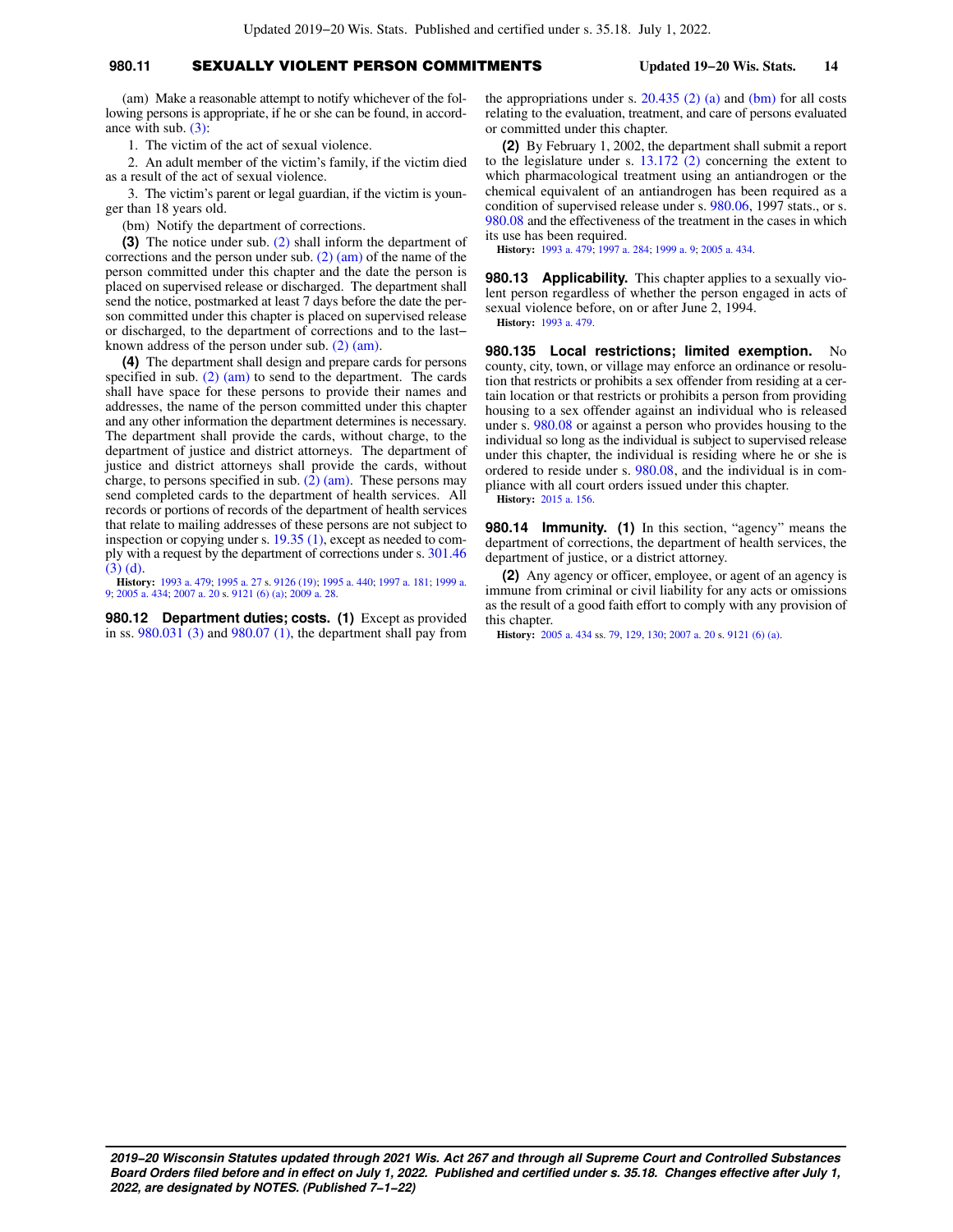(am) Make a reasonable attempt to notify whichever of the following persons is appropriate, if he or she can be found, in accordance with sub. (3):

1. The victim of the act of sexual violence.

2. An adult member of the victim's family, if the victim died as a result of the act of sexual violence.

3. The victim's parent or legal guardian, if the victim is younger than 18 years old.

(bm) Notify the department of corrections.

**(3)** The notice under sub. (2) shall inform the department of corrections and the person under sub. (2) (am) of the name of the person committed under this chapter and the date the person is placed on supervised release or discharged. The department shall send the notice, postmarked at least 7 days before the date the person committed under this chapter is placed on supervised release or discharged, to the department of corrections and to the last−known address of the person under sub. (2) (am).

**(4)** The department shall design and prepare cards for persons specified in sub. (2) (am) to send to the department. The cards shall have space for these persons to provide their names and addresses, the name of the person committed under this chapter and any other information the department determines is necessary. The department shall provide the cards, without charge, to the department of justice and district attorneys. The department of justice and district attorneys shall provide the cards, without charge, to persons specified in sub. (2) (am). These persons may send completed cards to the department of health services. All records or portions of records of the department of health services that relate to mailing addresses of these persons are not subject to inspection or copying under s. 19.35 (1), except as needed to comply with a request by the department of corrections under s. 301.46 (3) (d).

**History:** 1993 a. 479; 1995 a. 27 s. 9126 (19); 1995 a. 440; 1997 a. 181; 1999 a. 9; 2005 a. 434; 2007 a. 20 s. 9121 (6) (a); 2009 a. 28.

**980.12 Department duties; costs. (1)** Except as provided in ss. 980.031 (3) and 980.07 (1), the department shall pay from the appropriations under s. 20.435 (2) (a) and (bm) for all costs relating to the evaluation, treatment, and care of persons evaluated or committed under this chapter.

**(2)** By February 1, 2002, the department shall submit a report to the legislature under s. 13.172 (2) concerning the extent to which pharmacological treatment using an antiandrogen or the chemical equivalent of an antiandrogen has been required as a condition of supervised release under s. 980.06, 1997 stats., or s. 980.08 and the effectiveness of the treatment in the cases in which its use has been required.

**History:** 1993 a. 479; 1997 a. 284; 1999 a. 9; 2005 a. 434.

**980.13 Applicability.** This chapter applies to a sexually violent person regardless of whether the person engaged in acts of sexual violence before, on or after June 2, 1994.

**History:** 1993 a. 479.

**980.135 Local restrictions; limited exemption.** No county, city, town, or village may enforce an ordinance or resolution that restricts or prohibits a sex offender from residing at a certain location or that restricts or prohibits a person from providing housing to a sex offender against an individual who is released under s. 980.08 or against a person who provides housing to the individual so long as the individual is subject to supervised release under this chapter, the individual is residing where he or she is ordered to reside under s. 980.08, and the individual is in compliance with all court orders issued under this chapter.

**History:** 2015 a. 156.

**980.14 Immunity. (1)** In this section, "agency" means the department of corrections, the department of health services, the department of justice, or a district attorney.

**(2)** Any agency or officer, employee, or agent of an agency is immune from criminal or civil liability for any acts or omissions as the result of a good faith effort to comply with any provision of this chapter.

**History:** 2005 a. 434 ss. 79, 129, 130; 2007 a. 20 s. 9121 (6) (a).